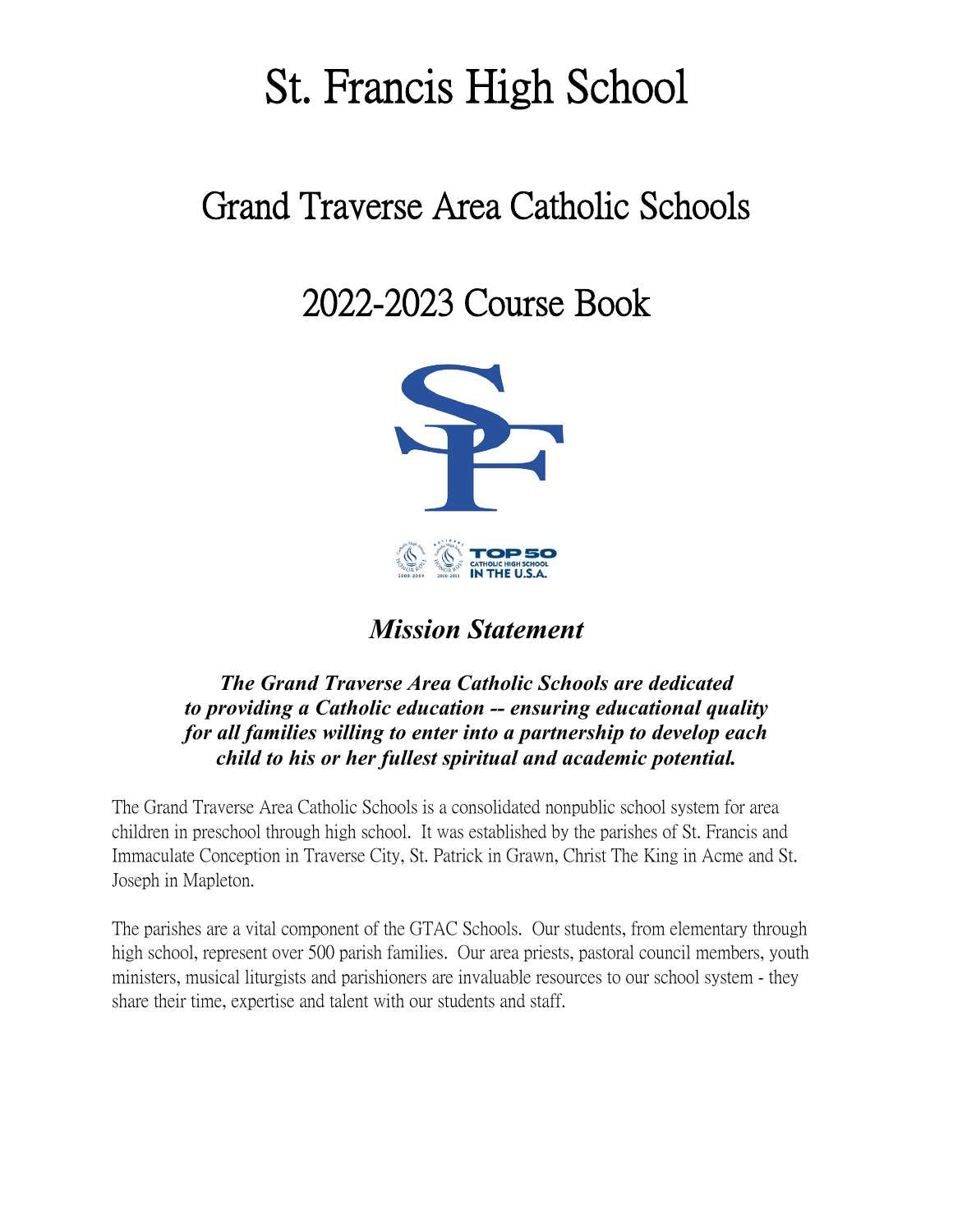# St. Francis High School

## Grand Traverse Area Catholic Schools

## 2022-2023 Course Book

### *Mission Statement*

***The Grand Traverse Area Catholic Schools are dedicated to providing a Catholic education -- ensuring educational quality for all families willing to enter into a partnership to develop each child to his or her fullest spiritual and academic potential.***

The Grand Traverse Area Catholic Schools is a consolidated nonpublic school system for area children in preschool through high school. It was established by the parishes of St. Francis and Immaculate Conception in Traverse City, St. Patrick in Grawn, Christ The King in Acme and St. Joseph in Mapleton.

The parishes are a vital component of the GTAC Schools. Our students, from elementary through high school, represent over 500 parish families. Our area priests, pastoral council members, youth ministers, musical liturgists and parishioners are invaluable resources to our school system - they share their time, expertise and talent with our students and staff.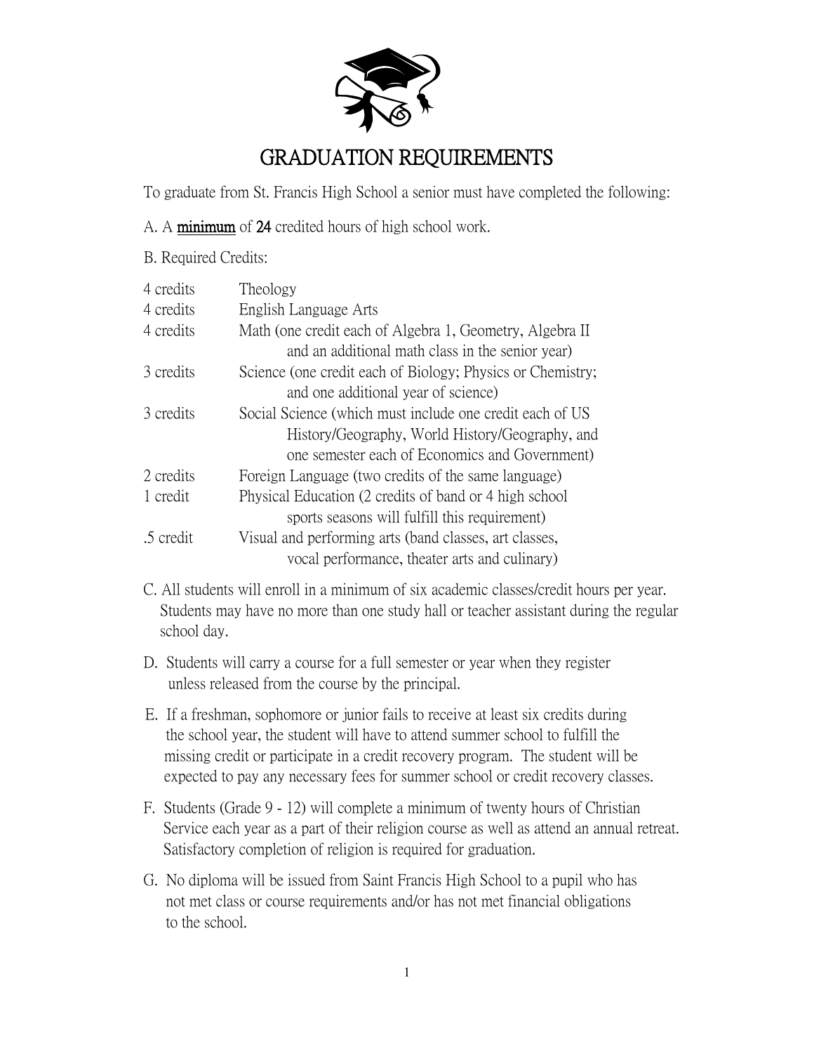# GRADUATION REQUIREMENTS

To graduate from St. Francis High School a senior must have completed the following:

A. A **minimum** of **24** credited hours of high school work.

B. Required Credits:

| | |
|---|---|
| 4 credits | Theology |
| 4 credits | English Language Arts |
| 4 credits | Math (one credit each of Algebra 1, Geometry, Algebra II and an additional math class in the senior year) |
| 3 credits | Science (one credit each of Biology; Physics or Chemistry; and one additional year of science) |
| 3 credits | Social Science (which must include one credit each of US History/Geography, World History/Geography, and one semester each of Economics and Government) |
| 2 credits | Foreign Language (two credits of the same language) |
| 1 credit | Physical Education (2 credits of band or 4 high school sports seasons will fulfill this requirement) |
| .5 credit | Visual and performing arts (band classes, art classes, vocal performance, theater arts and culinary) |

C. All students will enroll in a minimum of six academic classes/credit hours per year. Students may have no more than one study hall or teacher assistant during the regular school day.

D. Students will carry a course for a full semester or year when they register unless released from the course by the principal.

E. If a freshman, sophomore or junior fails to receive at least six credits during the school year, the student will have to attend summer school to fulfill the missing credit or participate in a credit recovery program. The student will be expected to pay any necessary fees for summer school or credit recovery classes.

F. Students (Grade 9 - 12) will complete a minimum of twenty hours of Christian Service each year as a part of their religion course as well as attend an annual retreat. Satisfactory completion of religion is required for graduation.

G. No diploma will be issued from Saint Francis High School to a pupil who has not met class or course requirements and/or has not met financial obligations to the school.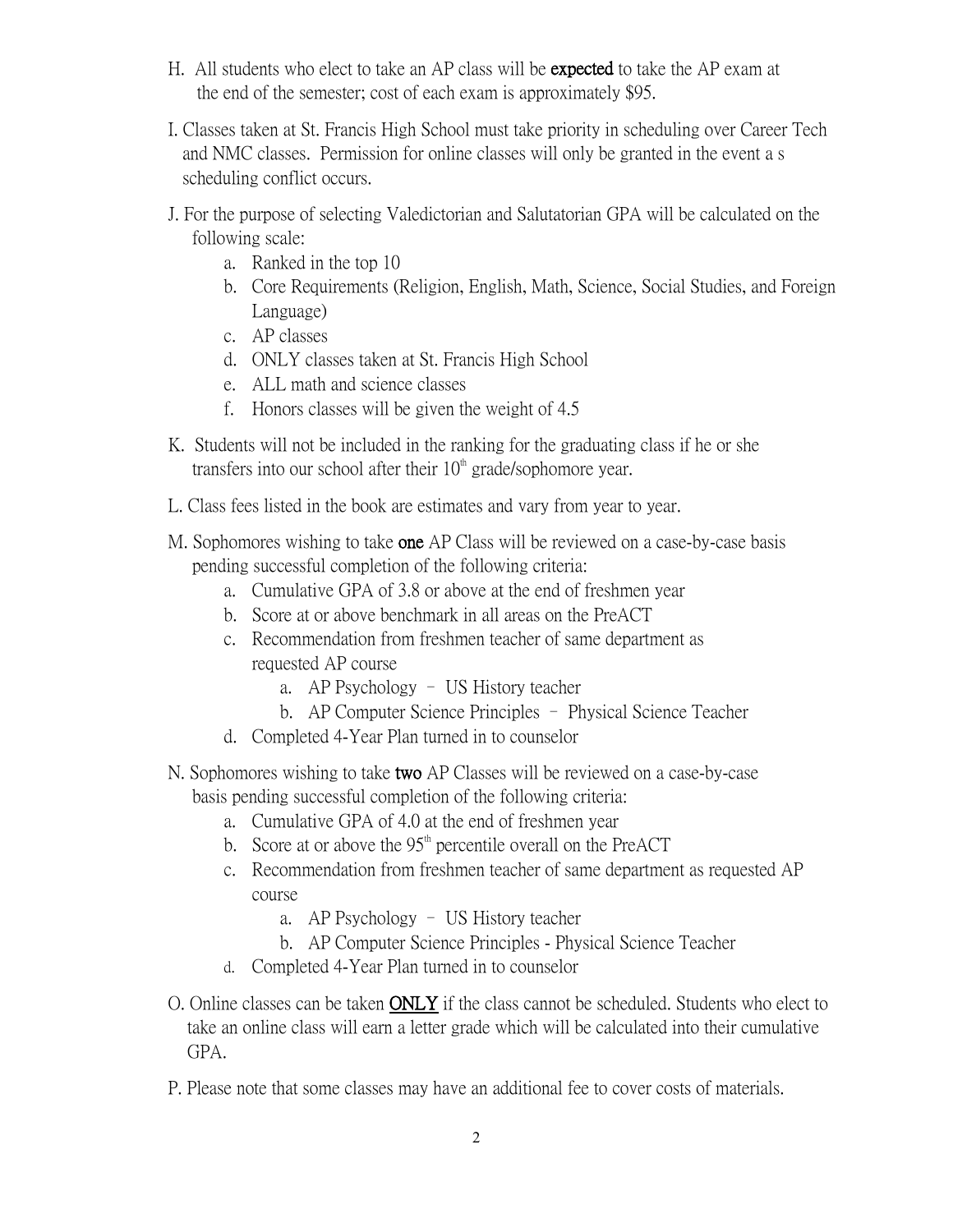H. All students who elect to take an AP class will be **expected** to take the AP exam at the end of the semester; cost of each exam is approximately $95.

I. Classes taken at St. Francis High School must take priority in scheduling over Career Tech and NMC classes. Permission for online classes will only be granted in the event a s scheduling conflict occurs.

J. For the purpose of selecting Valedictorian and Salutatorian GPA will be calculated on the following scale:
   a. Ranked in the top 10
   b. Core Requirements (Religion, English, Math, Science, Social Studies, and Foreign Language)
   c. AP classes
   d. ONLY classes taken at St. Francis High School
   e. ALL math and science classes
   f. Honors classes will be given the weight of 4.5

K. Students will not be included in the ranking for the graduating class if he or she transfers into our school after their 10th grade/sophomore year.

L. Class fees listed in the book are estimates and vary from year to year.

M. Sophomores wishing to take **one** AP Class will be reviewed on a case-by-case basis pending successful completion of the following criteria:
   a. Cumulative GPA of 3.8 or above at the end of freshmen year
   b. Score at or above benchmark in all areas on the PreACT
   c. Recommendation from freshmen teacher of same department as requested AP course
      a. AP Psychology – US History teacher
      b. AP Computer Science Principles – Physical Science Teacher
   d. Completed 4-Year Plan turned in to counselor

N. Sophomores wishing to take **two** AP Classes will be reviewed on a case-by-case basis pending successful completion of the following criteria:
   a. Cumulative GPA of 4.0 at the end of freshmen year
   b. Score at or above the 95th percentile overall on the PreACT
   c. Recommendation from freshmen teacher of same department as requested AP course
      a. AP Psychology – US History teacher
      b. AP Computer Science Principles - Physical Science Teacher
   d. Completed 4-Year Plan turned in to counselor

O. Online classes can be taken **ONLY** if the class cannot be scheduled. Students who elect to take an online class will earn a letter grade which will be calculated into their cumulative GPA.

P. Please note that some classes may have an additional fee to cover costs of materials.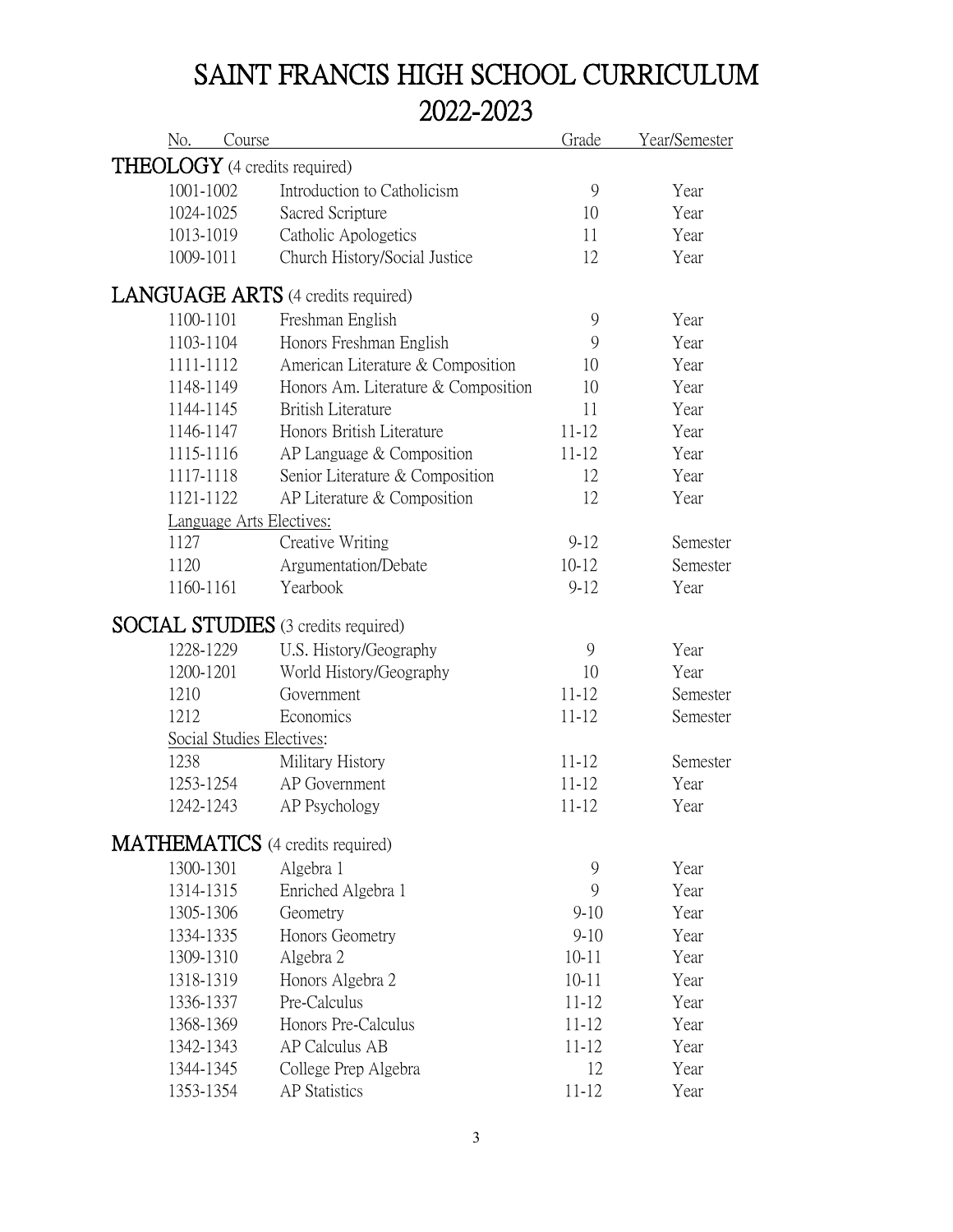# SAINT FRANCIS HIGH SCHOOL CURRICULUM
# 2022-2023

| No. | Course | Grade | Year/Semester |
|---|---|---|---|
| **THEOLOGY** (4 credits required) | | | |
| 1001-1002 | Introduction to Catholicism | 9 | Year |
| 1024-1025 | Sacred Scripture | 10 | Year |
| 1013-1019 | Catholic Apologetics | 11 | Year |
| 1009-1011 | Church History/Social Justice | 12 | Year |
| **LANGUAGE ARTS** (4 credits required) | | | |
| 1100-1101 | Freshman English | 9 | Year |
| 1103-1104 | Honors Freshman English | 9 | Year |
| 1111-1112 | American Literature & Composition | 10 | Year |
| 1148-1149 | Honors Am. Literature & Composition | 10 | Year |
| 1144-1145 | British Literature | 11 | Year |
| 1146-1147 | Honors British Literature | 11-12 | Year |
| 1115-1116 | AP Language & Composition | 11-12 | Year |
| 1117-1118 | Senior Literature & Composition | 12 | Year |
| 1121-1122 | AP Literature & Composition | 12 | Year |
| Language Arts Electives: | | | |
| 1127 | Creative Writing | 9-12 | Semester |
| 1120 | Argumentation/Debate | 10-12 | Semester |
| 1160-1161 | Yearbook | 9-12 | Year |
| **SOCIAL STUDIES** (3 credits required) | | | |
| 1228-1229 | U.S. History/Geography | 9 | Year |
| 1200-1201 | World History/Geography | 10 | Year |
| 1210 | Government | 11-12 | Semester |
| 1212 | Economics | 11-12 | Semester |
| Social Studies Electives: | | | |
| 1238 | Military History | 11-12 | Semester |
| 1253-1254 | AP Government | 11-12 | Year |
| 1242-1243 | AP Psychology | 11-12 | Year |
| **MATHEMATICS** (4 credits required) | | | |
| 1300-1301 | Algebra 1 | 9 | Year |
| 1314-1315 | Enriched Algebra 1 | 9 | Year |
| 1305-1306 | Geometry | 9-10 | Year |
| 1334-1335 | Honors Geometry | 9-10 | Year |
| 1309-1310 | Algebra 2 | 10-11 | Year |
| 1318-1319 | Honors Algebra 2 | 10-11 | Year |
| 1336-1337 | Pre-Calculus | 11-12 | Year |
| 1368-1369 | Honors Pre-Calculus | 11-12 | Year |
| 1342-1343 | AP Calculus AB | 11-12 | Year |
| 1344-1345 | College Prep Algebra | 12 | Year |
| 1353-1354 | AP Statistics | 11-12 | Year |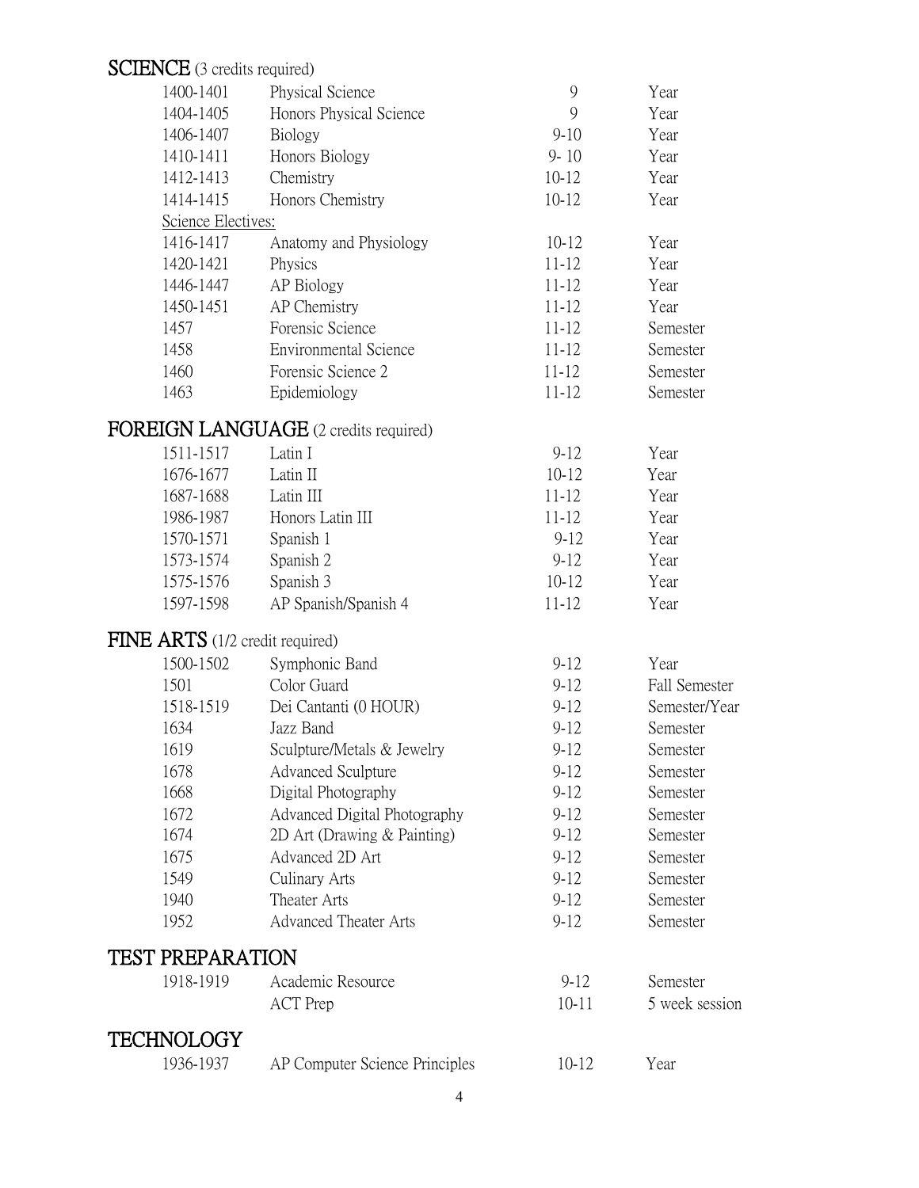## SCIENCE (3 credits required)

| | | | |
|---|---|---|---|
| 1400-1401 | Physical Science | 9 | Year |
| 1404-1405 | Honors Physical Science | 9 | Year |
| 1406-1407 | Biology | 9-10 | Year |
| 1410-1411 | Honors Biology | 9- 10 | Year |
| 1412-1413 | Chemistry | 10-12 | Year |
| 1414-1415 | Honors Chemistry | 10-12 | Year |
| Science Electives: | | | |
| 1416-1417 | Anatomy and Physiology | 10-12 | Year |
| 1420-1421 | Physics | 11-12 | Year |
| 1446-1447 | AP Biology | 11-12 | Year |
| 1450-1451 | AP Chemistry | 11-12 | Year |
| 1457 | Forensic Science | 11-12 | Semester |
| 1458 | Environmental Science | 11-12 | Semester |
| 1460 | Forensic Science 2 | 11-12 | Semester |
| 1463 | Epidemiology | 11-12 | Semester |

## FOREIGN LANGUAGE (2 credits required)

| | | | |
|---|---|---|---|
| 1511-1517 | Latin I | 9-12 | Year |
| 1676-1677 | Latin II | 10-12 | Year |
| 1687-1688 | Latin III | 11-12 | Year |
| 1986-1987 | Honors Latin III | 11-12 | Year |
| 1570-1571 | Spanish 1 | 9-12 | Year |
| 1573-1574 | Spanish 2 | 9-12 | Year |
| 1575-1576 | Spanish 3 | 10-12 | Year |
| 1597-1598 | AP Spanish/Spanish 4 | 11-12 | Year |

## FINE ARTS (1/2 credit required)

| | | | |
|---|---|---|---|
| 1500-1502 | Symphonic Band | 9-12 | Year |
| 1501 | Color Guard | 9-12 | Fall Semester |
| 1518-1519 | Dei Cantanti (0 HOUR) | 9-12 | Semester/Year |
| 1634 | Jazz Band | 9-12 | Semester |
| 1619 | Sculpture/Metals & Jewelry | 9-12 | Semester |
| 1678 | Advanced Sculpture | 9-12 | Semester |
| 1668 | Digital Photography | 9-12 | Semester |
| 1672 | Advanced Digital Photography | 9-12 | Semester |
| 1674 | 2D Art (Drawing & Painting) | 9-12 | Semester |
| 1675 | Advanced 2D Art | 9-12 | Semester |
| 1549 | Culinary Arts | 9-12 | Semester |
| 1940 | Theater Arts | 9-12 | Semester |
| 1952 | Advanced Theater Arts | 9-12 | Semester |

## TEST PREPARATION

| | | | |
|---|---|---|---|
| 1918-1919 | Academic Resource | 9-12 | Semester |
| | ACT Prep | 10-11 | 5 week session |

## TECHNOLOGY

| | | | |
|---|---|---|---|
| 1936-1937 | AP Computer Science Principles | 10-12 | Year |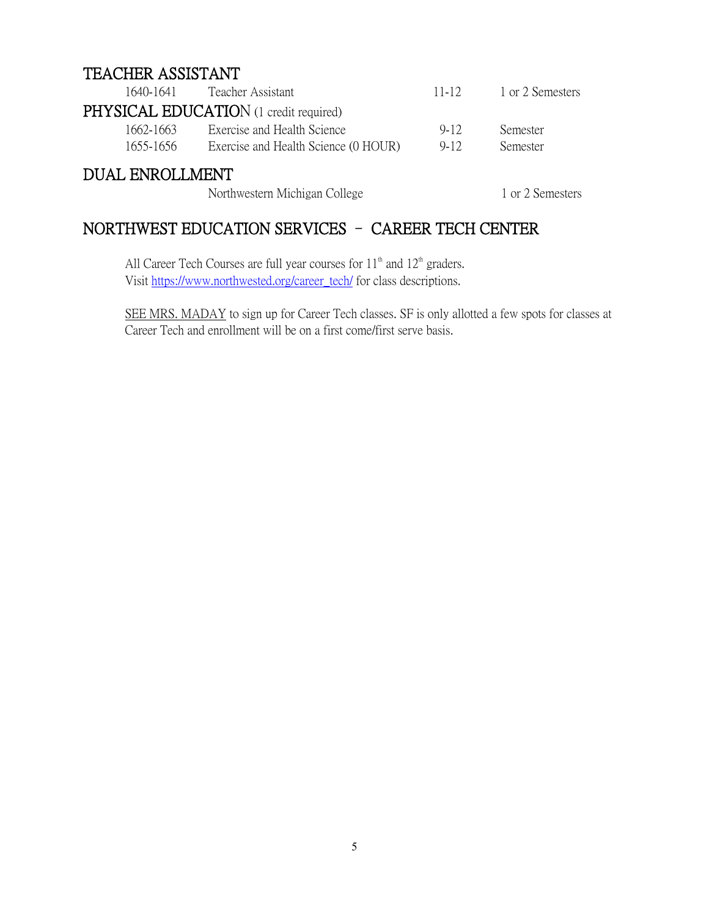## TEACHER ASSISTANT

| | | | |
|---|---|---|---|
| 1640-1641 | Teacher Assistant | 11-12 | 1 or 2 Semesters |

## PHYSICAL EDUCATION (1 credit required)

| | | | |
|---|---|---|---|
| 1662-1663 | Exercise and Health Science | 9-12 | Semester |
| 1655-1656 | Exercise and Health Science (0 HOUR) | 9-12 | Semester |

## DUAL ENROLLMENT

| | | | |
|---|---|---|---|
| | Northwestern Michigan College | | 1 or 2 Semesters |

## NORTHWEST EDUCATION SERVICES – CAREER TECH CENTER

All Career Tech Courses are full year courses for 11th and 12th graders.
Visit https://www.northwested.org/career_tech/ for class descriptions.

SEE MRS. MADAY to sign up for Career Tech classes. SF is only allotted a few spots for classes at Career Tech and enrollment will be on a first come/first serve basis.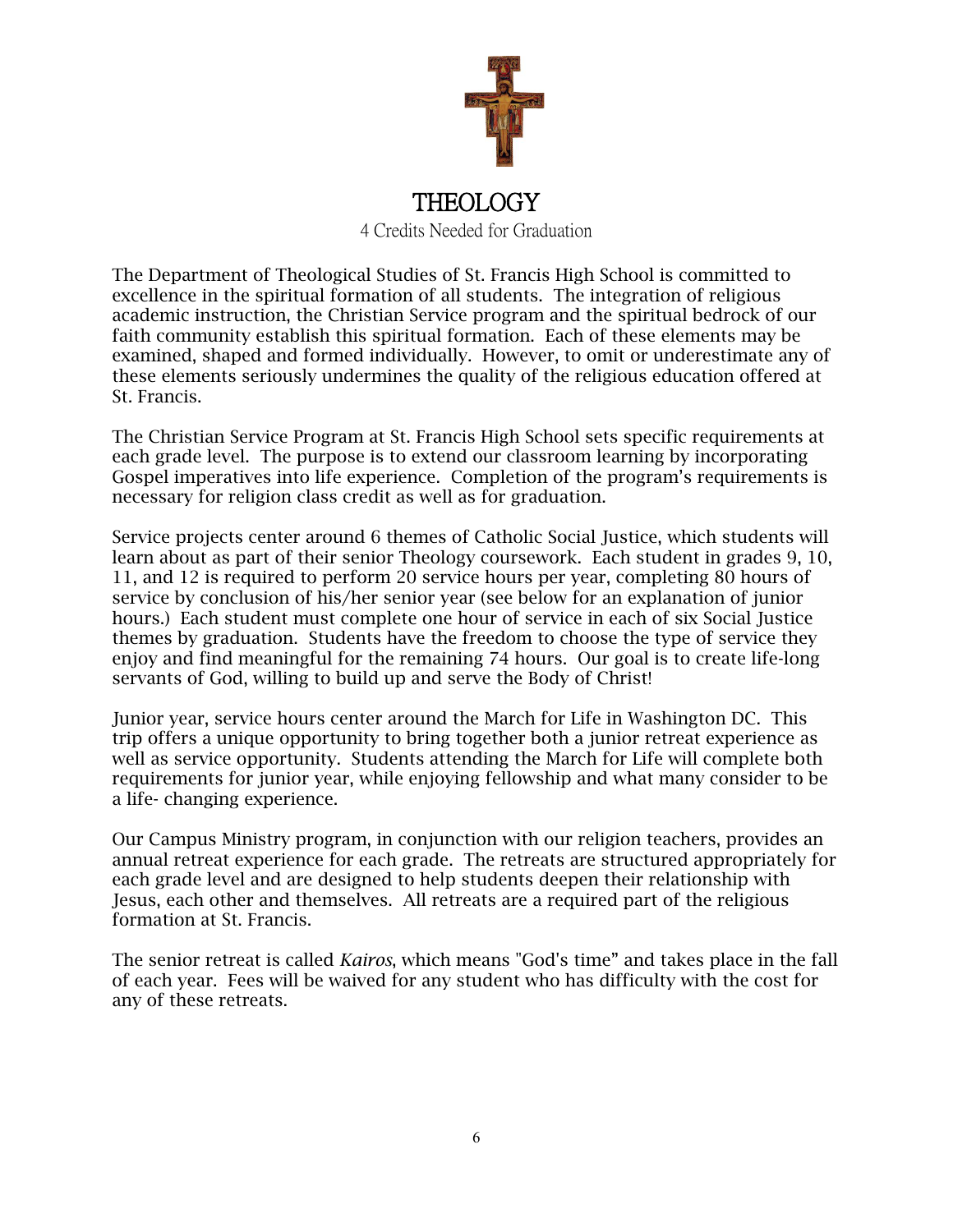# THEOLOGY

4 Credits Needed for Graduation

The Department of Theological Studies of St. Francis High School is committed to excellence in the spiritual formation of all students. The integration of religious academic instruction, the Christian Service program and the spiritual bedrock of our faith community establish this spiritual formation. Each of these elements may be examined, shaped and formed individually. However, to omit or underestimate any of these elements seriously undermines the quality of the religious education offered at St. Francis.

The Christian Service Program at St. Francis High School sets specific requirements at each grade level. The purpose is to extend our classroom learning by incorporating Gospel imperatives into life experience. Completion of the program's requirements is necessary for religion class credit as well as for graduation.

Service projects center around 6 themes of Catholic Social Justice, which students will learn about as part of their senior Theology coursework. Each student in grades 9, 10, 11, and 12 is required to perform 20 service hours per year, completing 80 hours of service by conclusion of his/her senior year (see below for an explanation of junior hours.) Each student must complete one hour of service in each of six Social Justice themes by graduation. Students have the freedom to choose the type of service they enjoy and find meaningful for the remaining 74 hours. Our goal is to create life-long servants of God, willing to build up and serve the Body of Christ!

Junior year, service hours center around the March for Life in Washington DC. This trip offers a unique opportunity to bring together both a junior retreat experience as well as service opportunity. Students attending the March for Life will complete both requirements for junior year, while enjoying fellowship and what many consider to be a life- changing experience.

Our Campus Ministry program, in conjunction with our religion teachers, provides an annual retreat experience for each grade. The retreats are structured appropriately for each grade level and are designed to help students deepen their relationship with Jesus, each other and themselves. All retreats are a required part of the religious formation at St. Francis.

The senior retreat is called *Kairos*, which means "God's time" and takes place in the fall of each year. Fees will be waived for any student who has difficulty with the cost for any of these retreats.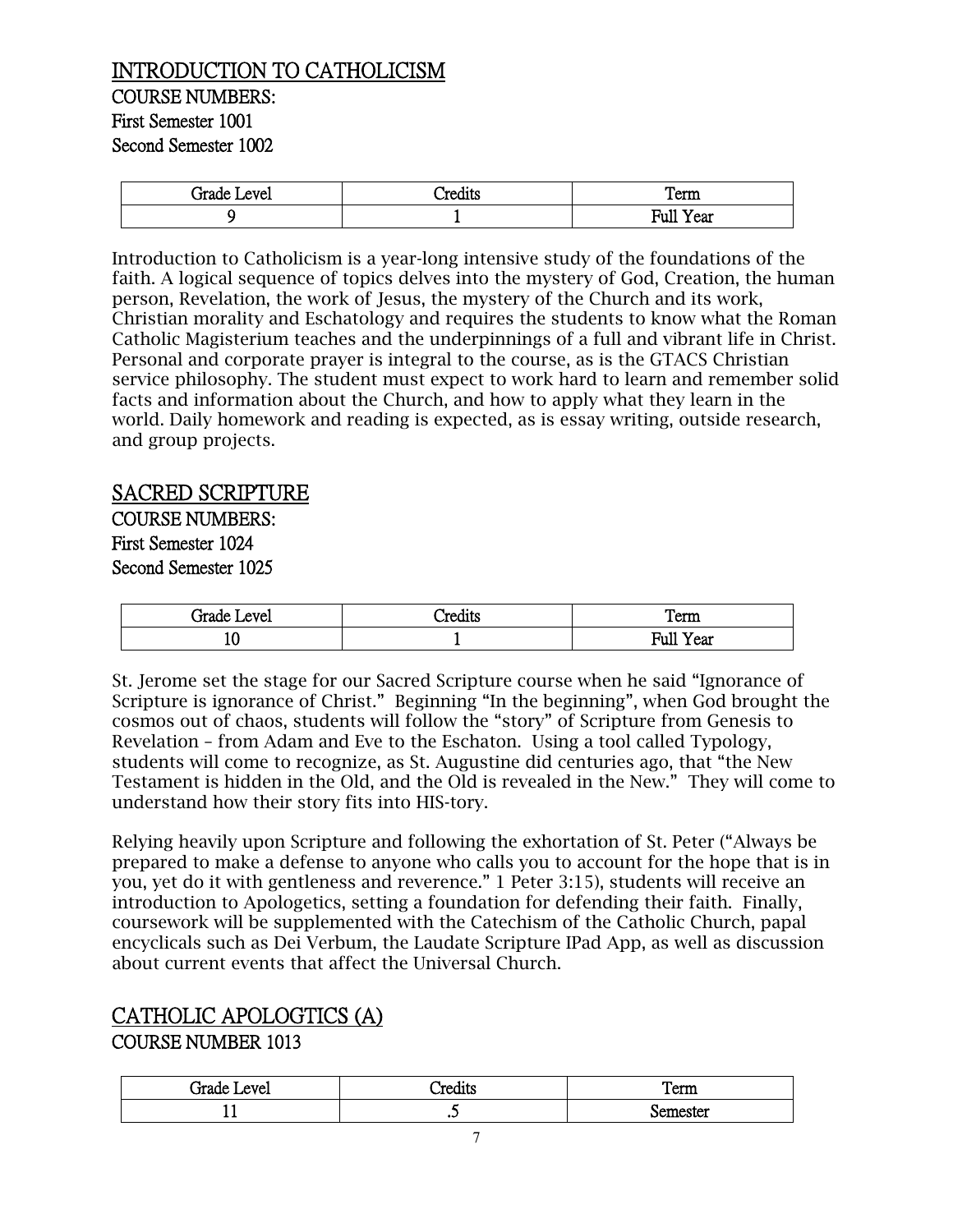## INTRODUCTION TO CATHOLICISM

COURSE NUMBERS:
First Semester 1001
Second Semester 1002

| Grade Level | Credits | Term |
| --- | --- | --- |
| 9 | 1 | Full Year |

Introduction to Catholicism is a year-long intensive study of the foundations of the faith. A logical sequence of topics delves into the mystery of God, Creation, the human person, Revelation, the work of Jesus, the mystery of the Church and its work, Christian morality and Eschatology and requires the students to know what the Roman Catholic Magisterium teaches and the underpinnings of a full and vibrant life in Christ. Personal and corporate prayer is integral to the course, as is the GTACS Christian service philosophy. The student must expect to work hard to learn and remember solid facts and information about the Church, and how to apply what they learn in the world. Daily homework and reading is expected, as is essay writing, outside research, and group projects.

## SACRED SCRIPTURE

COURSE NUMBERS:
First Semester 1024
Second Semester 1025

| Grade Level | Credits | Term |
| --- | --- | --- |
| 10 | 1 | Full Year |

St. Jerome set the stage for our Sacred Scripture course when he said "Ignorance of Scripture is ignorance of Christ." Beginning "In the beginning", when God brought the cosmos out of chaos, students will follow the "story" of Scripture from Genesis to Revelation – from Adam and Eve to the Eschaton. Using a tool called Typology, students will come to recognize, as St. Augustine did centuries ago, that "the New Testament is hidden in the Old, and the Old is revealed in the New." They will come to understand how their story fits into HIS-tory.

Relying heavily upon Scripture and following the exhortation of St. Peter ("Always be prepared to make a defense to anyone who calls you to account for the hope that is in you, yet do it with gentleness and reverence." 1 Peter 3:15), students will receive an introduction to Apologetics, setting a foundation for defending their faith. Finally, coursework will be supplemented with the Catechism of the Catholic Church, papal encyclicals such as Dei Verbum, the Laudate Scripture IPad App, as well as discussion about current events that affect the Universal Church.

## CATHOLIC APOLOGTICS (A)

COURSE NUMBER 1013

| Grade Level | Credits | Term |
| --- | --- | --- |
| 11 | .5 | Semester |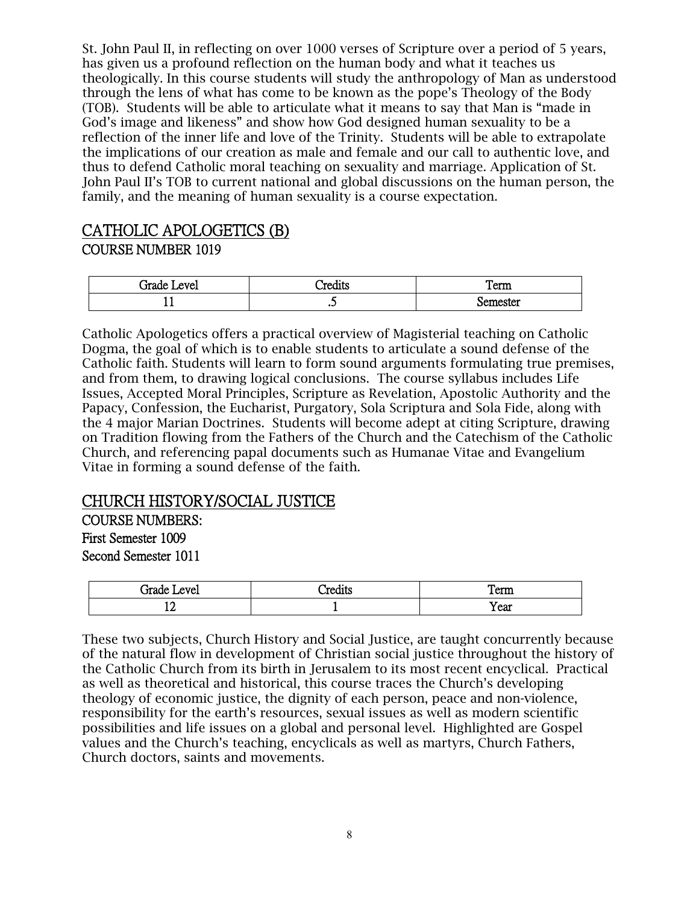St. John Paul II, in reflecting on over 1000 verses of Scripture over a period of 5 years, has given us a profound reflection on the human body and what it teaches us theologically. In this course students will study the anthropology of Man as understood through the lens of what has come to be known as the pope's Theology of the Body (TOB). Students will be able to articulate what it means to say that Man is "made in God's image and likeness" and show how God designed human sexuality to be a reflection of the inner life and love of the Trinity. Students will be able to extrapolate the implications of our creation as male and female and our call to authentic love, and thus to defend Catholic moral teaching on sexuality and marriage. Application of St. John Paul II's TOB to current national and global discussions on the human person, the family, and the meaning of human sexuality is a course expectation.

## CATHOLIC APOLOGETICS (B)

### COURSE NUMBER 1019

| Grade Level | Credits | Term |
| --- | --- | --- |
| 11 | .5 | Semester |

Catholic Apologetics offers a practical overview of Magisterial teaching on Catholic Dogma, the goal of which is to enable students to articulate a sound defense of the Catholic faith. Students will learn to form sound arguments formulating true premises, and from them, to drawing logical conclusions. The course syllabus includes Life Issues, Accepted Moral Principles, Scripture as Revelation, Apostolic Authority and the Papacy, Confession, the Eucharist, Purgatory, Sola Scriptura and Sola Fide, along with the 4 major Marian Doctrines. Students will become adept at citing Scripture, drawing on Tradition flowing from the Fathers of the Church and the Catechism of the Catholic Church, and referencing papal documents such as Humanae Vitae and Evangelium Vitae in forming a sound defense of the faith.

## CHURCH HISTORY/SOCIAL JUSTICE

### COURSE NUMBERS:

First Semester 1009

Second Semester 1011

| Grade Level | Credits | Term |
| --- | --- | --- |
| 12 | 1 | Year |

These two subjects, Church History and Social Justice, are taught concurrently because of the natural flow in development of Christian social justice throughout the history of the Catholic Church from its birth in Jerusalem to its most recent encyclical. Practical as well as theoretical and historical, this course traces the Church's developing theology of economic justice, the dignity of each person, peace and non-violence, responsibility for the earth's resources, sexual issues as well as modern scientific possibilities and life issues on a global and personal level. Highlighted are Gospel values and the Church's teaching, encyclicals as well as martyrs, Church Fathers, Church doctors, saints and movements.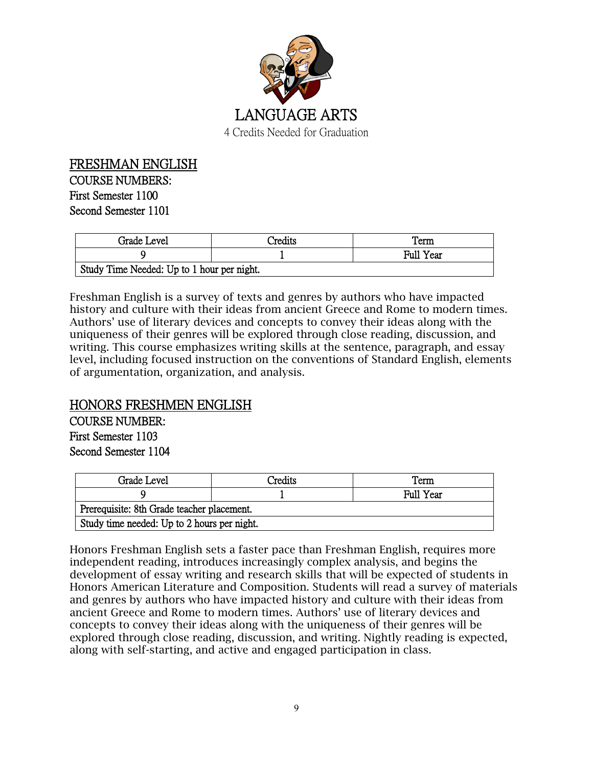# LANGUAGE ARTS

4 Credits Needed for Graduation

## FRESHMAN ENGLISH

**COURSE NUMBERS:**
First Semester 1100
Second Semester 1101

| Grade Level | Credits | Term |
|---|---|---|
| 9 | 1 | Full Year |
| Study Time Needed: Up to 1 hour per night. | | |

Freshman English is a survey of texts and genres by authors who have impacted history and culture with their ideas from ancient Greece and Rome to modern times. Authors' use of literary devices and concepts to convey their ideas along with the uniqueness of their genres will be explored through close reading, discussion, and writing. This course emphasizes writing skills at the sentence, paragraph, and essay level, including focused instruction on the conventions of Standard English, elements of argumentation, organization, and analysis.

## HONORS FRESHMEN ENGLISH

**COURSE NUMBER:**
First Semester 1103
Second Semester 1104

| Grade Level | Credits | Term |
|---|---|---|
| 9 | 1 | Full Year |
| Prerequisite: 8th Grade teacher placement. | | |
| Study time needed: Up to 2 hours per night. | | |

Honors Freshman English sets a faster pace than Freshman English, requires more independent reading, introduces increasingly complex analysis, and begins the development of essay writing and research skills that will be expected of students in Honors American Literature and Composition. Students will read a survey of materials and genres by authors who have impacted history and culture with their ideas from ancient Greece and Rome to modern times. Authors' use of literary devices and concepts to convey their ideas along with the uniqueness of their genres will be explored through close reading, discussion, and writing. Nightly reading is expected, along with self-starting, and active and engaged participation in class.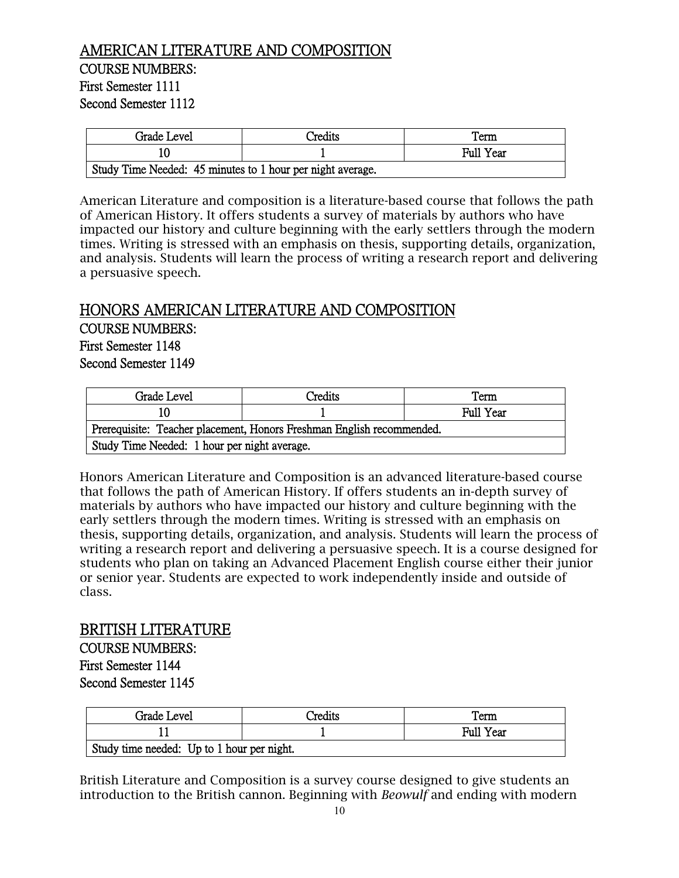## AMERICAN LITERATURE AND COMPOSITION

COURSE NUMBERS:
First Semester 1111
Second Semester 1112

| Grade Level | Credits | Term |
|---|---|---|
| 10 | 1 | Full Year |
| Study Time Needed: 45 minutes to 1 hour per night average. | | |

American Literature and composition is a literature-based course that follows the path of American History. It offers students a survey of materials by authors who have impacted our history and culture beginning with the early settlers through the modern times. Writing is stressed with an emphasis on thesis, supporting details, organization, and analysis. Students will learn the process of writing a research report and delivering a persuasive speech.

## HONORS AMERICAN LITERATURE AND COMPOSITION

COURSE NUMBERS:
First Semester 1148
Second Semester 1149

| Grade Level | Credits | Term |
|---|---|---|
| 10 | 1 | Full Year |
| Prerequisite: Teacher placement, Honors Freshman English recommended. | | |
| Study Time Needed: 1 hour per night average. | | |

Honors American Literature and Composition is an advanced literature-based course that follows the path of American History. If offers students an in-depth survey of materials by authors who have impacted our history and culture beginning with the early settlers through the modern times. Writing is stressed with an emphasis on thesis, supporting details, organization, and analysis. Students will learn the process of writing a research report and delivering a persuasive speech. It is a course designed for students who plan on taking an Advanced Placement English course either their junior or senior year. Students are expected to work independently inside and outside of class.

## BRITISH LITERATURE

COURSE NUMBERS:
First Semester 1144
Second Semester 1145

| Grade Level | Credits | Term |
|---|---|---|
| 11 | 1 | Full Year |
| Study time needed: Up to 1 hour per night. | | |

British Literature and Composition is a survey course designed to give students an introduction to the British cannon. Beginning with *Beowulf* and ending with modern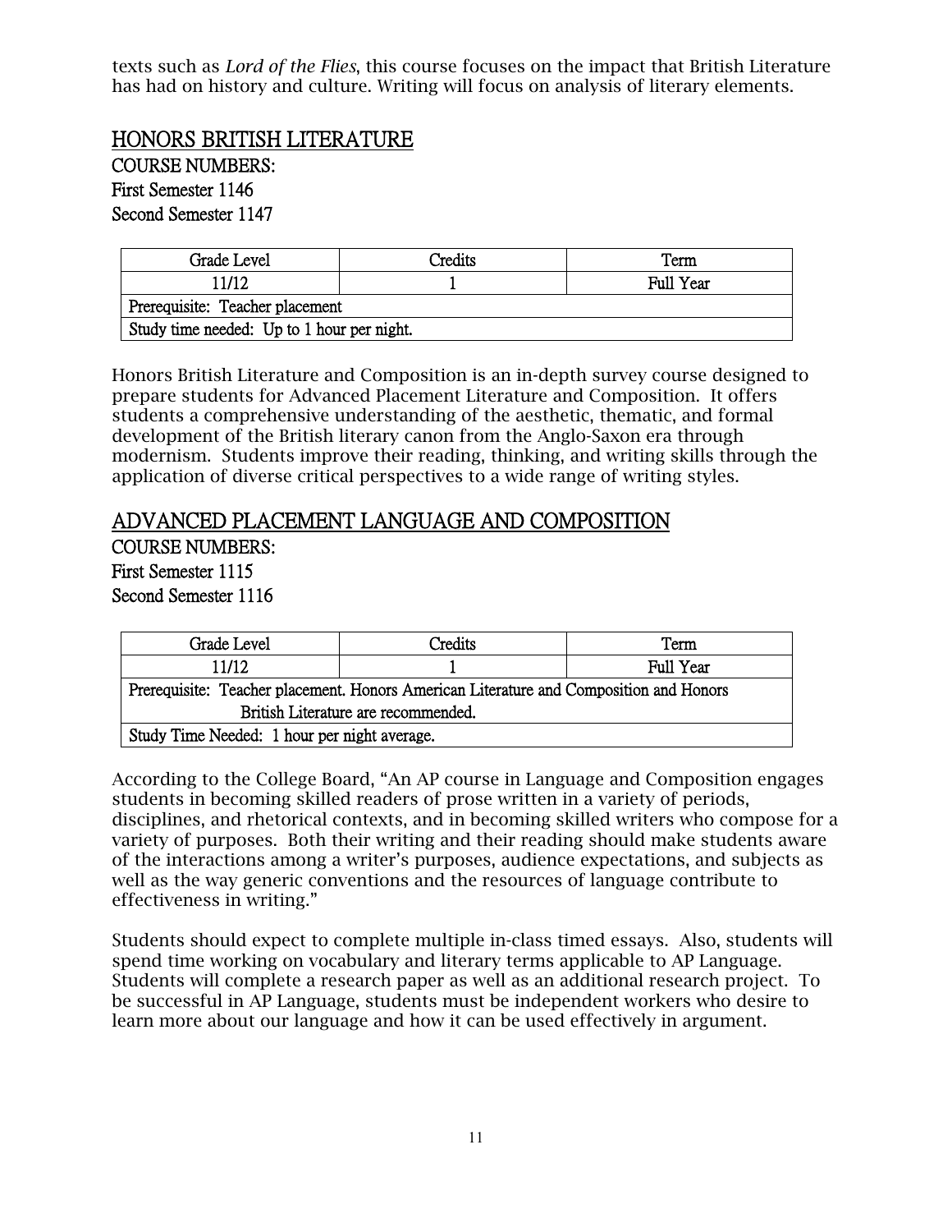texts such as *Lord of the Flies*, this course focuses on the impact that British Literature has had on history and culture. Writing will focus on analysis of literary elements.

## HONORS BRITISH LITERATURE

COURSE NUMBERS:
First Semester 1146
Second Semester 1147

| Grade Level | Credits | Term |
|---|---|---|
| 11/12 | 1 | Full Year |
| Prerequisite: Teacher placement | | |
| Study time needed: Up to 1 hour per night. | | |

Honors British Literature and Composition is an in-depth survey course designed to prepare students for Advanced Placement Literature and Composition. It offers students a comprehensive understanding of the aesthetic, thematic, and formal development of the British literary canon from the Anglo-Saxon era through modernism. Students improve their reading, thinking, and writing skills through the application of diverse critical perspectives to a wide range of writing styles.

## ADVANCED PLACEMENT LANGUAGE AND COMPOSITION

COURSE NUMBERS:
First Semester 1115
Second Semester 1116

| Grade Level | Credits | Term |
|---|---|---|
| 11/12 | 1 | Full Year |
| Prerequisite: Teacher placement. Honors American Literature and Composition and Honors British Literature are recommended. | | |
| Study Time Needed: 1 hour per night average. | | |

According to the College Board, "An AP course in Language and Composition engages students in becoming skilled readers of prose written in a variety of periods, disciplines, and rhetorical contexts, and in becoming skilled writers who compose for a variety of purposes. Both their writing and their reading should make students aware of the interactions among a writer's purposes, audience expectations, and subjects as well as the way generic conventions and the resources of language contribute to effectiveness in writing."

Students should expect to complete multiple in-class timed essays. Also, students will spend time working on vocabulary and literary terms applicable to AP Language. Students will complete a research paper as well as an additional research project. To be successful in AP Language, students must be independent workers who desire to learn more about our language and how it can be used effectively in argument.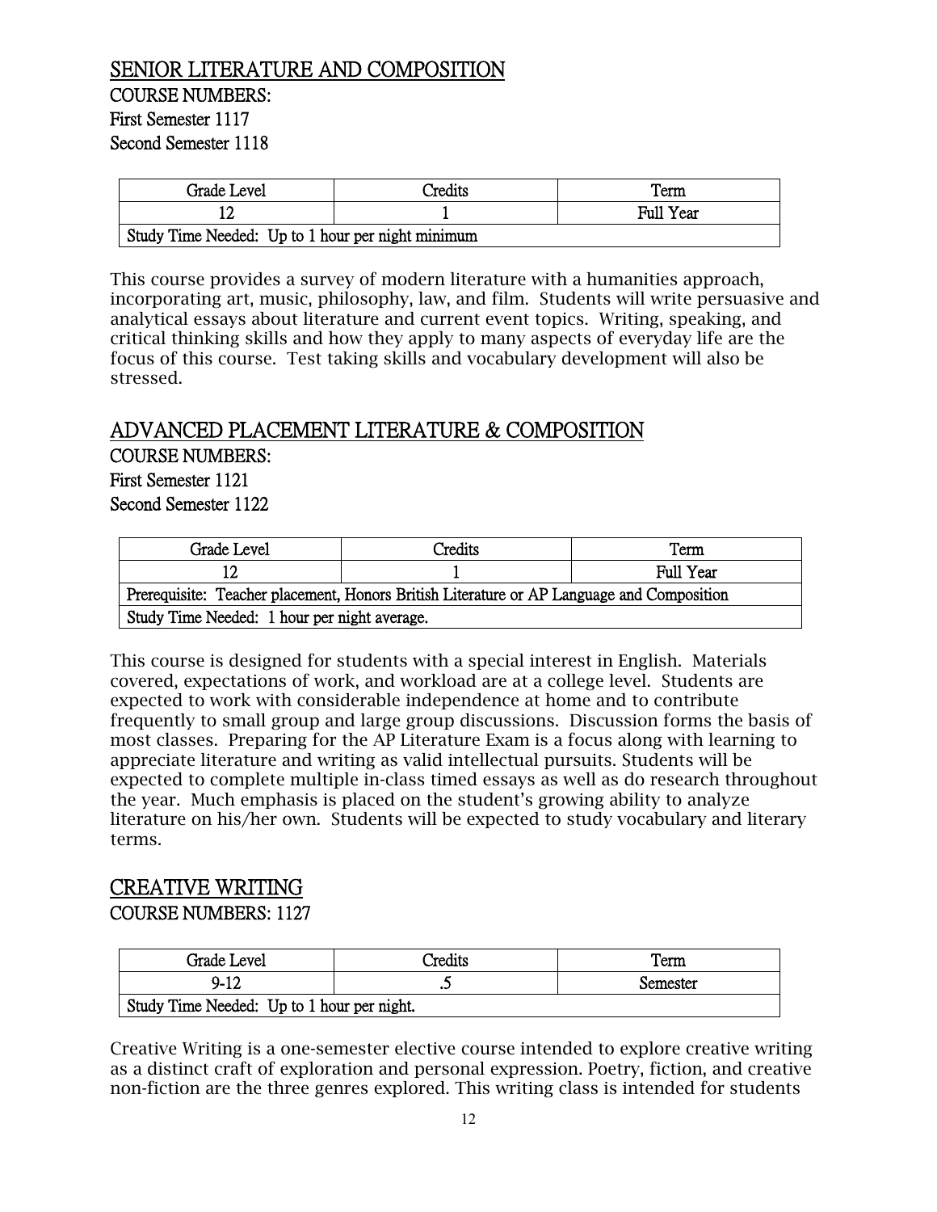## SENIOR LITERATURE AND COMPOSITION

COURSE NUMBERS:
First Semester 1117
Second Semester 1118

| Grade Level | Credits | Term |
|---|---|---|
| 12 | 1 | Full Year |
| Study Time Needed: Up to 1 hour per night minimum | | |

This course provides a survey of modern literature with a humanities approach, incorporating art, music, philosophy, law, and film. Students will write persuasive and analytical essays about literature and current event topics. Writing, speaking, and critical thinking skills and how they apply to many aspects of everyday life are the focus of this course. Test taking skills and vocabulary development will also be stressed.

## ADVANCED PLACEMENT LITERATURE & COMPOSITION

COURSE NUMBERS:
First Semester 1121
Second Semester 1122

| Grade Level | Credits | Term |
|---|---|---|
| 12 | 1 | Full Year |
| Prerequisite: Teacher placement, Honors British Literature or AP Language and Composition | | |
| Study Time Needed: 1 hour per night average. | | |

This course is designed for students with a special interest in English. Materials covered, expectations of work, and workload are at a college level. Students are expected to work with considerable independence at home and to contribute frequently to small group and large group discussions. Discussion forms the basis of most classes. Preparing for the AP Literature Exam is a focus along with learning to appreciate literature and writing as valid intellectual pursuits. Students will be expected to complete multiple in-class timed essays as well as do research throughout the year. Much emphasis is placed on the student's growing ability to analyze literature on his/her own. Students will be expected to study vocabulary and literary terms.

## CREATIVE WRITING

COURSE NUMBERS: 1127

| Grade Level | Credits | Term |
|---|---|---|
| 9-12 | .5 | Semester |
| Study Time Needed: Up to 1 hour per night. | | |

Creative Writing is a one-semester elective course intended to explore creative writing as a distinct craft of exploration and personal expression. Poetry, fiction, and creative non-fiction are the three genres explored. This writing class is intended for students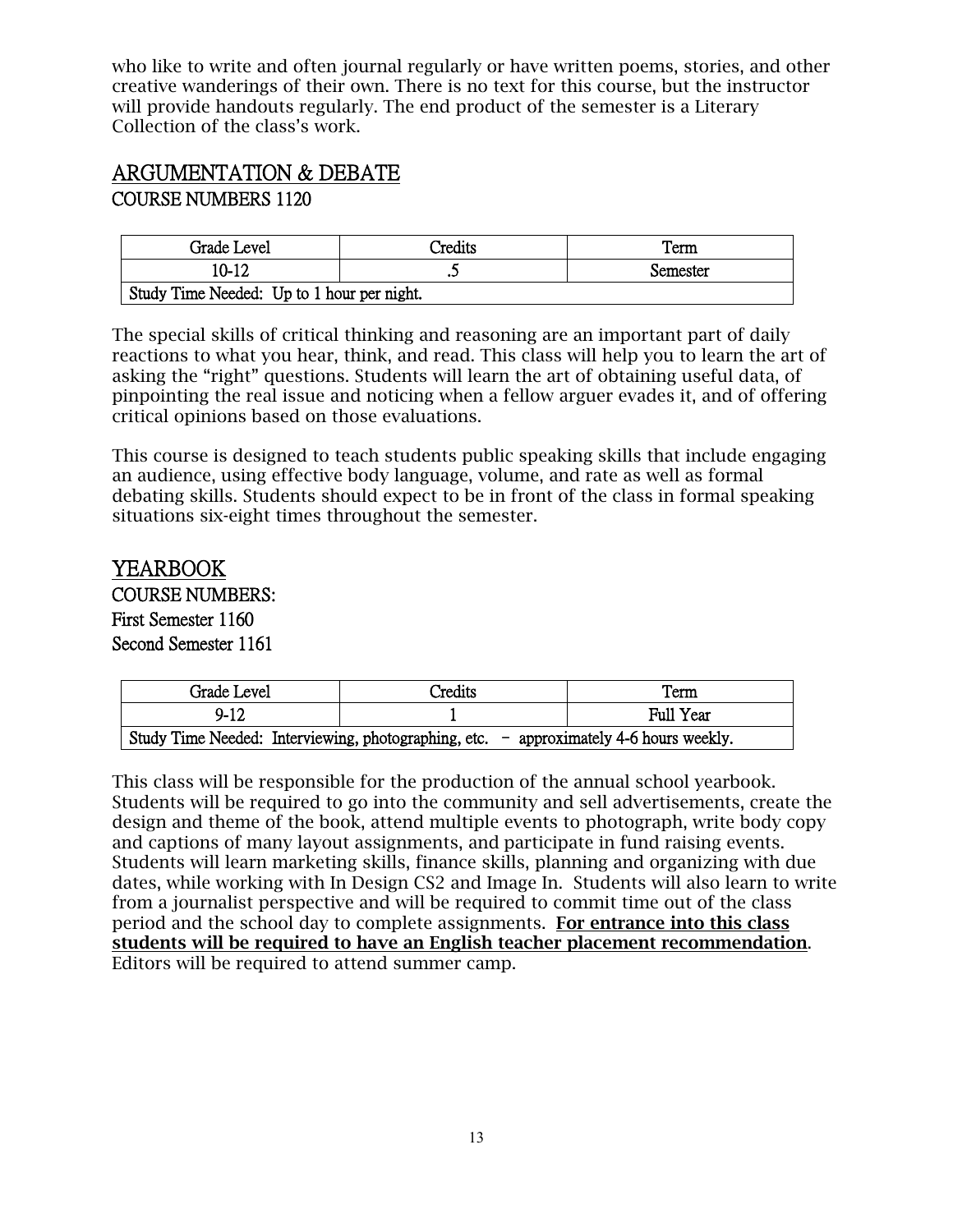who like to write and often journal regularly or have written poems, stories, and other creative wanderings of their own. There is no text for this course, but the instructor will provide handouts regularly. The end product of the semester is a Literary Collection of the class's work.

## ARGUMENTATION & DEBATE

### COURSE NUMBERS 1120

| Grade Level | Credits | Term |
|---|---|---|
| 10-12 | .5 | Semester |
| Study Time Needed: Up to 1 hour per night. | | |

The special skills of critical thinking and reasoning are an important part of daily reactions to what you hear, think, and read. This class will help you to learn the art of asking the "right" questions. Students will learn the art of obtaining useful data, of pinpointing the real issue and noticing when a fellow arguer evades it, and of offering critical opinions based on those evaluations.

This course is designed to teach students public speaking skills that include engaging an audience, using effective body language, volume, and rate as well as formal debating skills. Students should expect to be in front of the class in formal speaking situations six-eight times throughout the semester.

## YEARBOOK

### COURSE NUMBERS:
First Semester 1160
Second Semester 1161

| Grade Level | Credits | Term |
|---|---|---|
| 9-12 | 1 | Full Year |
| Study Time Needed: Interviewing, photographing, etc. – approximately 4-6 hours weekly. | | |

This class will be responsible for the production of the annual school yearbook. Students will be required to go into the community and sell advertisements, create the design and theme of the book, attend multiple events to photograph, write body copy and captions of many layout assignments, and participate in fund raising events. Students will learn marketing skills, finance skills, planning and organizing with due dates, while working with In Design CS2 and Image In. Students will also learn to write from a journalist perspective and will be required to commit time out of the class period and the school day to complete assignments. **For entrance into this class students will be required to have an English teacher placement recommendation**. Editors will be required to attend summer camp.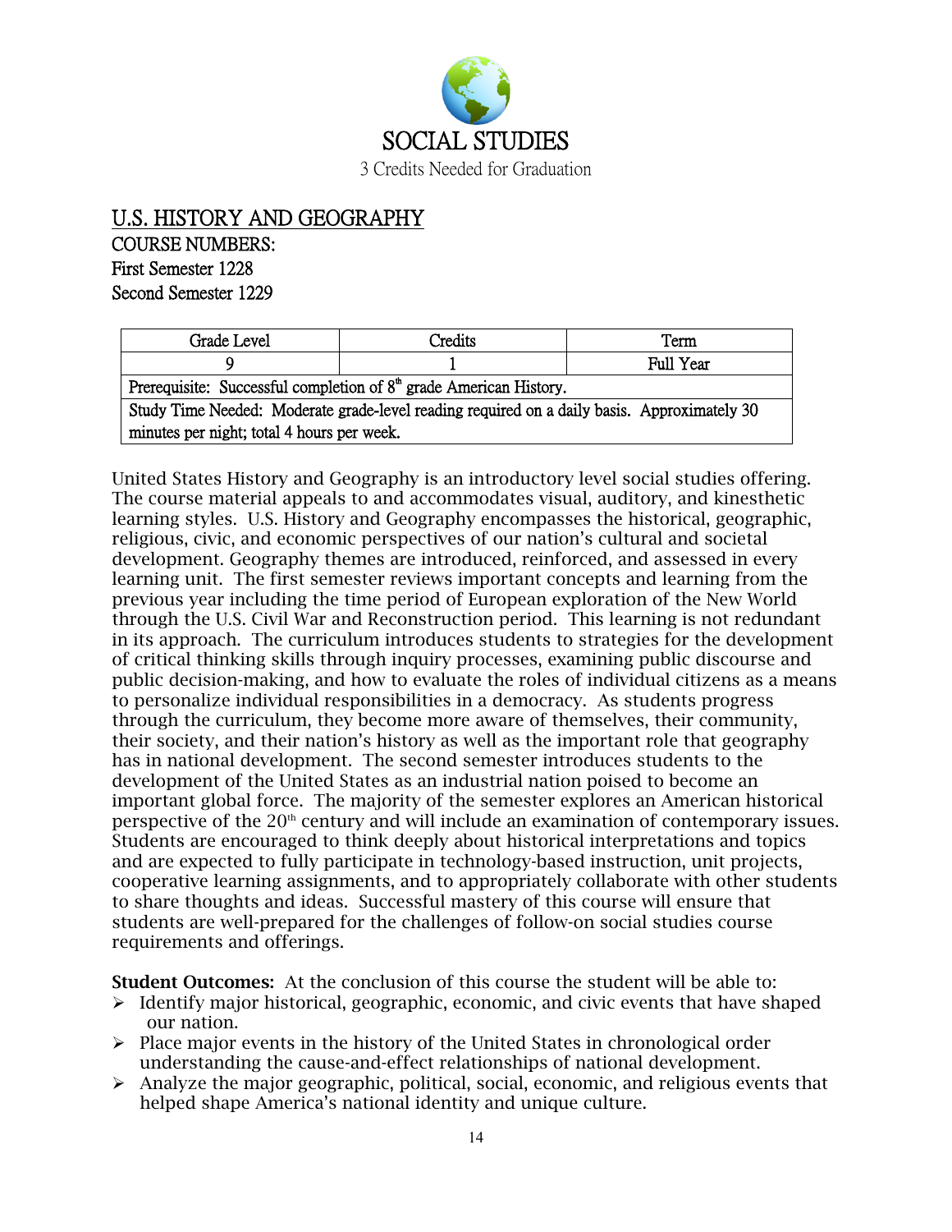# SOCIAL STUDIES

3 Credits Needed for Graduation

## U.S. HISTORY AND GEOGRAPHY

COURSE NUMBERS:
First Semester 1228
Second Semester 1229

| Grade Level | Credits | Term |
|---|---|---|
| 9 | 1 | Full Year |
| Prerequisite: Successful completion of 8th grade American History. | | |
| Study Time Needed: Moderate grade-level reading required on a daily basis. Approximately 30 minutes per night; total 4 hours per week. | | |

United States History and Geography is an introductory level social studies offering. The course material appeals to and accommodates visual, auditory, and kinesthetic learning styles. U.S. History and Geography encompasses the historical, geographic, religious, civic, and economic perspectives of our nation's cultural and societal development. Geography themes are introduced, reinforced, and assessed in every learning unit. The first semester reviews important concepts and learning from the previous year including the time period of European exploration of the New World through the U.S. Civil War and Reconstruction period. This learning is not redundant in its approach. The curriculum introduces students to strategies for the development of critical thinking skills through inquiry processes, examining public discourse and public decision-making, and how to evaluate the roles of individual citizens as a means to personalize individual responsibilities in a democracy. As students progress through the curriculum, they become more aware of themselves, their community, their society, and their nation's history as well as the important role that geography has in national development. The second semester introduces students to the development of the United States as an industrial nation poised to become an important global force. The majority of the semester explores an American historical perspective of the 20th century and will include an examination of contemporary issues. Students are encouraged to think deeply about historical interpretations and topics and are expected to fully participate in technology-based instruction, unit projects, cooperative learning assignments, and to appropriately collaborate with other students to share thoughts and ideas. Successful mastery of this course will ensure that students are well-prepared for the challenges of follow-on social studies course requirements and offerings.

**Student Outcomes:** At the conclusion of this course the student will be able to:

- Identify major historical, geographic, economic, and civic events that have shaped our nation.
- Place major events in the history of the United States in chronological order understanding the cause-and-effect relationships of national development.
- Analyze the major geographic, political, social, economic, and religious events that helped shape America's national identity and unique culture.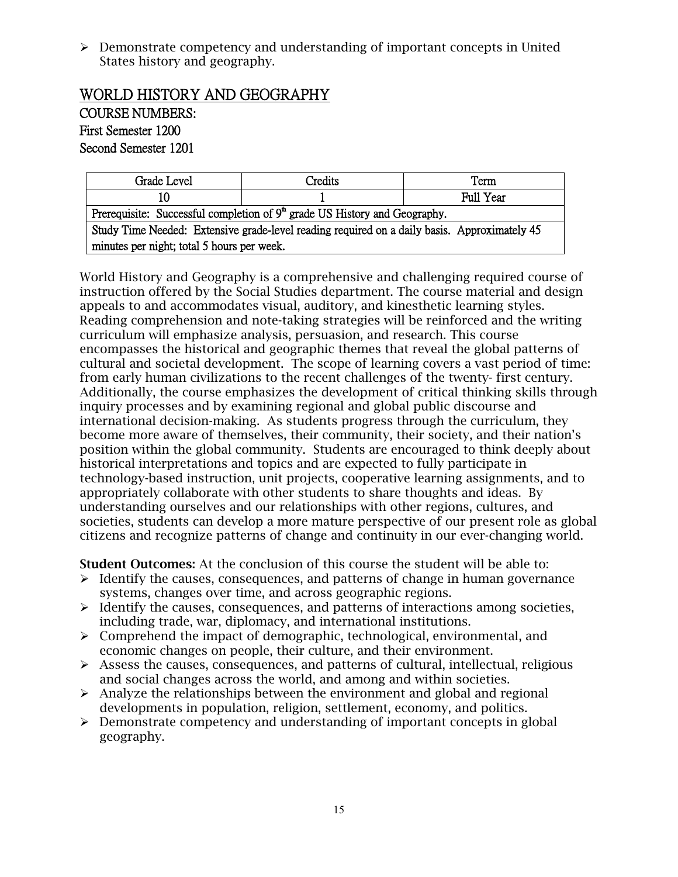- Demonstrate competency and understanding of important concepts in United States history and geography.

## WORLD HISTORY AND GEOGRAPHY

COURSE NUMBERS:
First Semester 1200
Second Semester 1201

| Grade Level | Credits | Term |
|---|---|---|
| 10 | 1 | Full Year |
| Prerequisite: Successful completion of 9th grade US History and Geography. | | |
| Study Time Needed: Extensive grade-level reading required on a daily basis. Approximately 45 minutes per night; total 5 hours per week. | | |

World History and Geography is a comprehensive and challenging required course of instruction offered by the Social Studies department. The course material and design appeals to and accommodates visual, auditory, and kinesthetic learning styles. Reading comprehension and note-taking strategies will be reinforced and the writing curriculum will emphasize analysis, persuasion, and research. This course encompasses the historical and geographic themes that reveal the global patterns of cultural and societal development. The scope of learning covers a vast period of time: from early human civilizations to the recent challenges of the twenty- first century. Additionally, the course emphasizes the development of critical thinking skills through inquiry processes and by examining regional and global public discourse and international decision-making. As students progress through the curriculum, they become more aware of themselves, their community, their society, and their nation's position within the global community. Students are encouraged to think deeply about historical interpretations and topics and are expected to fully participate in technology-based instruction, unit projects, cooperative learning assignments, and to appropriately collaborate with other students to share thoughts and ideas. By understanding ourselves and our relationships with other regions, cultures, and societies, students can develop a more mature perspective of our present role as global citizens and recognize patterns of change and continuity in our ever-changing world.

**Student Outcomes:** At the conclusion of this course the student will be able to:

- Identify the causes, consequences, and patterns of change in human governance systems, changes over time, and across geographic regions.
- Identify the causes, consequences, and patterns of interactions among societies, including trade, war, diplomacy, and international institutions.
- Comprehend the impact of demographic, technological, environmental, and economic changes on people, their culture, and their environment.
- Assess the causes, consequences, and patterns of cultural, intellectual, religious and social changes across the world, and among and within societies.
- Analyze the relationships between the environment and global and regional developments in population, religion, settlement, economy, and politics.
- Demonstrate competency and understanding of important concepts in global geography.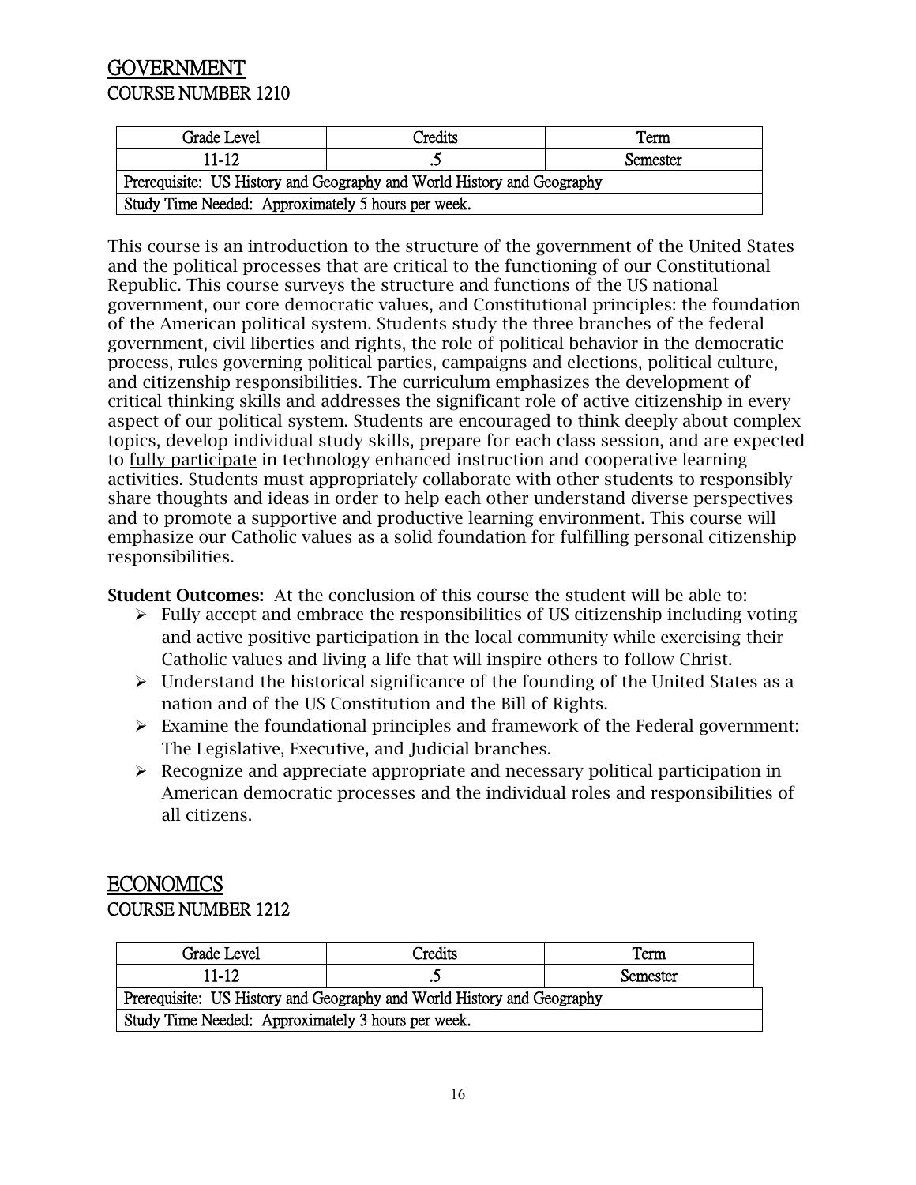## GOVERNMENT
### COURSE NUMBER 1210

| Grade Level | Credits | Term |
|---|---|---|
| 11-12 | .5 | Semester |
| Prerequisite: US History and Geography and World History and Geography | | |
| Study Time Needed: Approximately 5 hours per week. | | |

This course is an introduction to the structure of the government of the United States and the political processes that are critical to the functioning of our Constitutional Republic. This course surveys the structure and functions of the US national government, our core democratic values, and Constitutional principles: the foundation of the American political system. Students study the three branches of the federal government, civil liberties and rights, the role of political behavior in the democratic process, rules governing political parties, campaigns and elections, political culture, and citizenship responsibilities. The curriculum emphasizes the development of critical thinking skills and addresses the significant role of active citizenship in every aspect of our political system. Students are encouraged to think deeply about complex topics, develop individual study skills, prepare for each class session, and are expected to fully participate in technology enhanced instruction and cooperative learning activities. Students must appropriately collaborate with other students to responsibly share thoughts and ideas in order to help each other understand diverse perspectives and to promote a supportive and productive learning environment. This course will emphasize our Catholic values as a solid foundation for fulfilling personal citizenship responsibilities.

**Student Outcomes:** At the conclusion of this course the student will be able to:

- Fully accept and embrace the responsibilities of US citizenship including voting and active positive participation in the local community while exercising their Catholic values and living a life that will inspire others to follow Christ.
- Understand the historical significance of the founding of the United States as a nation and of the US Constitution and the Bill of Rights.
- Examine the foundational principles and framework of the Federal government: The Legislative, Executive, and Judicial branches.
- Recognize and appreciate appropriate and necessary political participation in American democratic processes and the individual roles and responsibilities of all citizens.

## ECONOMICS
### COURSE NUMBER 1212

| Grade Level | Credits | Term |
|---|---|---|
| 11-12 | .5 | Semester |
| Prerequisite: US History and Geography and World History and Geography | | |
| Study Time Needed: Approximately 3 hours per week. | | |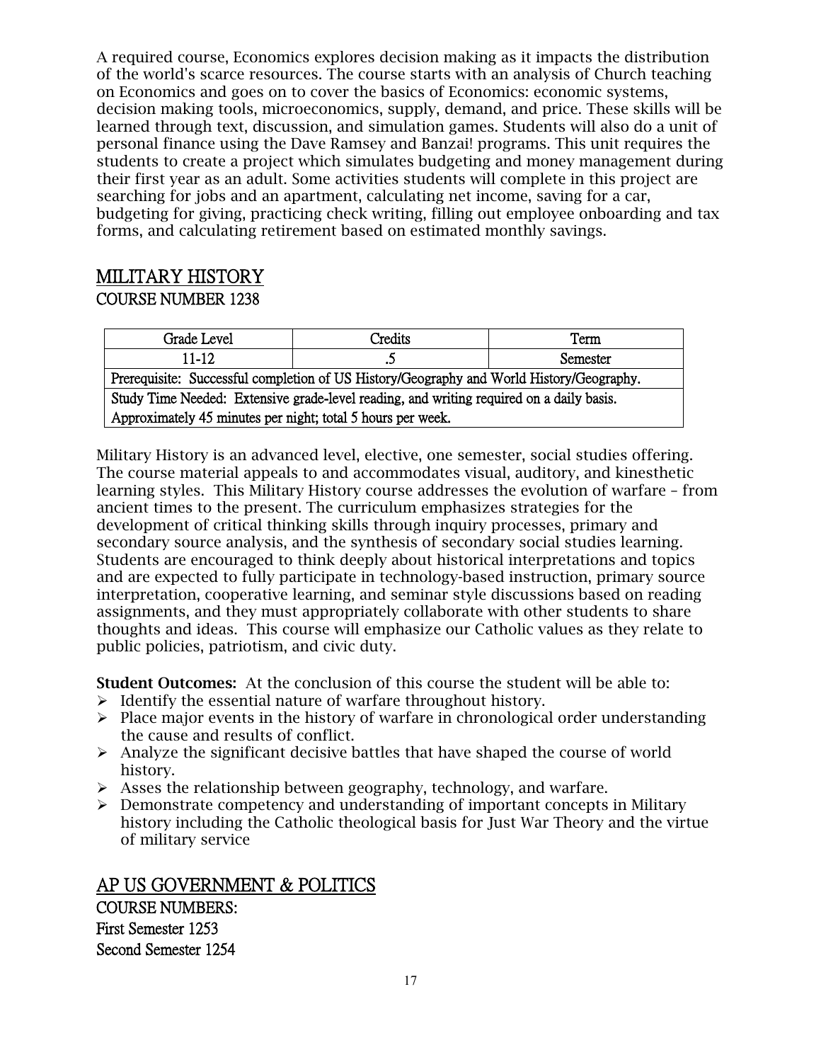A required course, Economics explores decision making as it impacts the distribution of the world's scarce resources. The course starts with an analysis of Church teaching on Economics and goes on to cover the basics of Economics: economic systems, decision making tools, microeconomics, supply, demand, and price. These skills will be learned through text, discussion, and simulation games. Students will also do a unit of personal finance using the Dave Ramsey and Banzai! programs. This unit requires the students to create a project which simulates budgeting and money management during their first year as an adult. Some activities students will complete in this project are searching for jobs and an apartment, calculating net income, saving for a car, budgeting for giving, practicing check writing, filling out employee onboarding and tax forms, and calculating retirement based on estimated monthly savings.

## MILITARY HISTORY

### COURSE NUMBER 1238

| Grade Level | Credits | Term |
|---|---|---|
| 11-12 | .5 | Semester |
| Prerequisite: Successful completion of US History/Geography and World History/Geography. | | |
| Study Time Needed: Extensive grade-level reading, and writing required on a daily basis. Approximately 45 minutes per night; total 5 hours per week. | | |

Military History is an advanced level, elective, one semester, social studies offering. The course material appeals to and accommodates visual, auditory, and kinesthetic learning styles. This Military History course addresses the evolution of warfare – from ancient times to the present. The curriculum emphasizes strategies for the development of critical thinking skills through inquiry processes, primary and secondary source analysis, and the synthesis of secondary social studies learning. Students are encouraged to think deeply about historical interpretations and topics and are expected to fully participate in technology-based instruction, primary source interpretation, cooperative learning, and seminar style discussions based on reading assignments, and they must appropriately collaborate with other students to share thoughts and ideas. This course will emphasize our Catholic values as they relate to public policies, patriotism, and civic duty.

**Student Outcomes:** At the conclusion of this course the student will be able to:

- Identify the essential nature of warfare throughout history.
- Place major events in the history of warfare in chronological order understanding the cause and results of conflict.
- Analyze the significant decisive battles that have shaped the course of world history.
- Asses the relationship between geography, technology, and warfare.
- Demonstrate competency and understanding of important concepts in Military history including the Catholic theological basis for Just War Theory and the virtue of military service

## AP US GOVERNMENT & POLITICS

### COURSE NUMBERS:

First Semester 1253

Second Semester 1254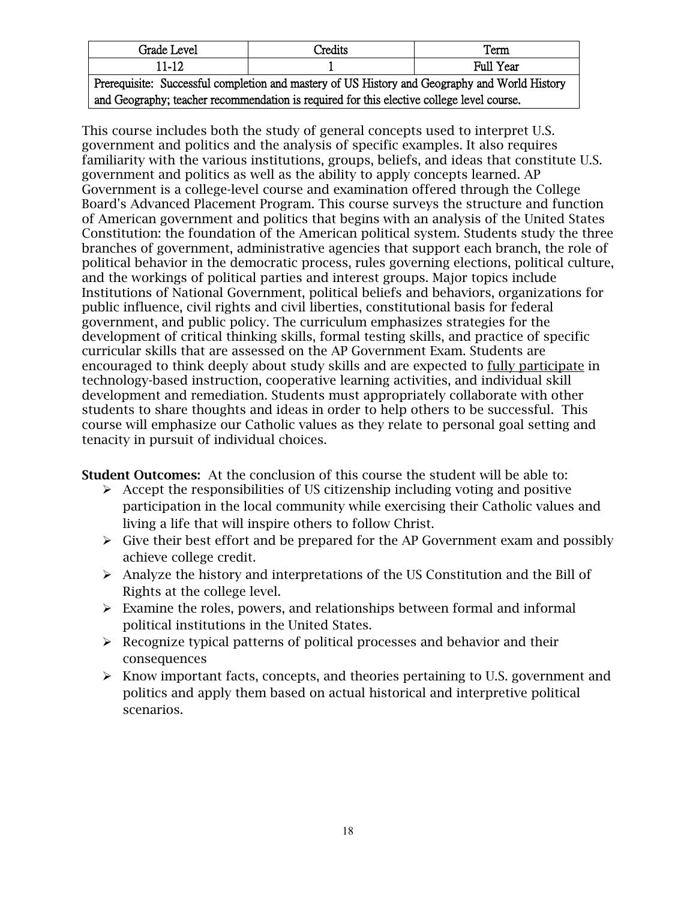| Grade Level | Credits | Term |
|---|---|---|
| 11-12 | 1 | Full Year |
| Prerequisite: Successful completion and mastery of US History and Geography and World History and Geography; teacher recommendation is required for this elective college level course. | | |

This course includes both the study of general concepts used to interpret U.S. government and politics and the analysis of specific examples. It also requires familiarity with the various institutions, groups, beliefs, and ideas that constitute U.S. government and politics as well as the ability to apply concepts learned. AP Government is a college-level course and examination offered through the College Board's Advanced Placement Program. This course surveys the structure and function of American government and politics that begins with an analysis of the United States Constitution: the foundation of the American political system. Students study the three branches of government, administrative agencies that support each branch, the role of political behavior in the democratic process, rules governing elections, political culture, and the workings of political parties and interest groups. Major topics include Institutions of National Government, political beliefs and behaviors, organizations for public influence, civil rights and civil liberties, constitutional basis for federal government, and public policy. The curriculum emphasizes strategies for the development of critical thinking skills, formal testing skills, and practice of specific curricular skills that are assessed on the AP Government Exam. Students are encouraged to think deeply about study skills and are expected to <u>fully participate</u> in technology-based instruction, cooperative learning activities, and individual skill development and remediation. Students must appropriately collaborate with other students to share thoughts and ideas in order to help others to be successful. This course will emphasize our Catholic values as they relate to personal goal setting and tenacity in pursuit of individual choices.

**Student Outcomes:** At the conclusion of this course the student will be able to:

- Accept the responsibilities of US citizenship including voting and positive participation in the local community while exercising their Catholic values and living a life that will inspire others to follow Christ.
- Give their best effort and be prepared for the AP Government exam and possibly achieve college credit.
- Analyze the history and interpretations of the US Constitution and the Bill of Rights at the college level.
- Examine the roles, powers, and relationships between formal and informal political institutions in the United States.
- Recognize typical patterns of political processes and behavior and their consequences
- Know important facts, concepts, and theories pertaining to U.S. government and politics and apply them based on actual historical and interpretive political scenarios.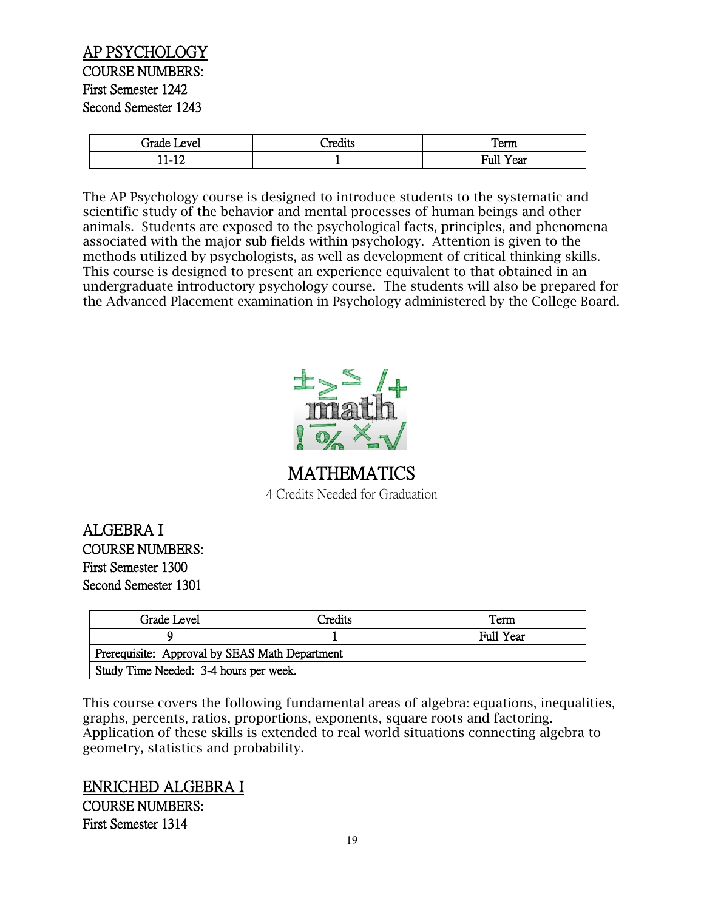## AP PSYCHOLOGY

**COURSE NUMBERS:**
First Semester 1242
Second Semester 1243

| Grade Level | Credits | Term |
| --- | --- | --- |
| 11-12 | 1 | Full Year |

The AP Psychology course is designed to introduce students to the systematic and scientific study of the behavior and mental processes of human beings and other animals. Students are exposed to the psychological facts, principles, and phenomena associated with the major sub fields within psychology. Attention is given to the methods utilized by psychologists, as well as development of critical thinking skills. This course is designed to present an experience equivalent to that obtained in an undergraduate introductory psychology course. The students will also be prepared for the Advanced Placement examination in Psychology administered by the College Board.

# MATHEMATICS

4 Credits Needed for Graduation

## ALGEBRA I

**COURSE NUMBERS:**
First Semester 1300
Second Semester 1301

| Grade Level | Credits | Term |
| --- | --- | --- |
| 9 | 1 | Full Year |
| Prerequisite: Approval by SEAS Math Department | | |
| Study Time Needed: 3-4 hours per week. | | |

This course covers the following fundamental areas of algebra: equations, inequalities, graphs, percents, ratios, proportions, exponents, square roots and factoring. Application of these skills is extended to real world situations connecting algebra to geometry, statistics and probability.

## ENRICHED ALGEBRA I

**COURSE NUMBERS:**
First Semester 1314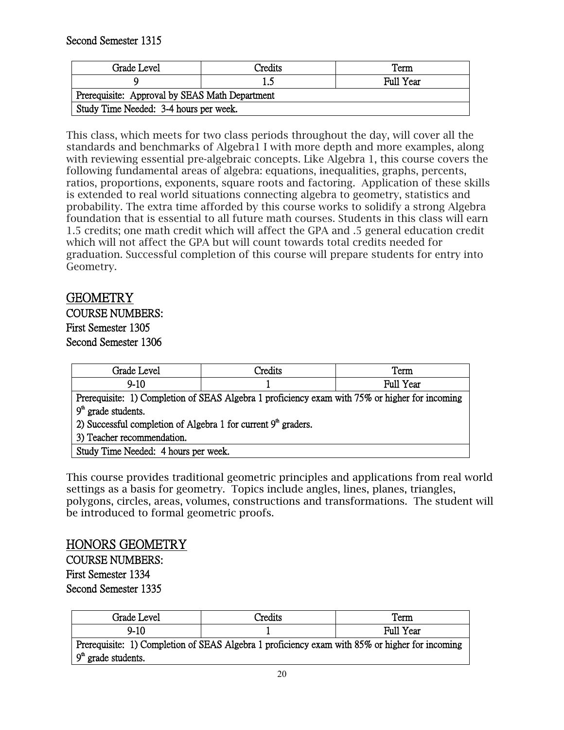Second Semester 1315

| Grade Level | Credits | Term |
| --- | --- | --- |
| 9 | 1.5 | Full Year |
| Prerequisite: Approval by SEAS Math Department | | |
| Study Time Needed: 3-4 hours per week. | | |

This class, which meets for two class periods throughout the day, will cover all the standards and benchmarks of Algebra1 I with more depth and more examples, along with reviewing essential pre-algebraic concepts. Like Algebra 1, this course covers the following fundamental areas of algebra: equations, inequalities, graphs, percents, ratios, proportions, exponents, square roots and factoring. Application of these skills is extended to real world situations connecting algebra to geometry, statistics and probability. The extra time afforded by this course works to solidify a strong Algebra foundation that is essential to all future math courses. Students in this class will earn 1.5 credits; one math credit which will affect the GPA and .5 general education credit which will not affect the GPA but will count towards total credits needed for graduation. Successful completion of this course will prepare students for entry into Geometry.

## GEOMETRY

COURSE NUMBERS:
First Semester 1305
Second Semester 1306

| Grade Level | Credits | Term |
| --- | --- | --- |
| 9-10 | 1 | Full Year |
| Prerequisite: 1) Completion of SEAS Algebra 1 proficiency exam with 75% or higher for incoming 9th grade students. 2) Successful completion of Algebra 1 for current 9th graders. 3) Teacher recommendation. | | |
| Study Time Needed: 4 hours per week. | | |

This course provides traditional geometric principles and applications from real world settings as a basis for geometry. Topics include angles, lines, planes, triangles, polygons, circles, areas, volumes, constructions and transformations. The student will be introduced to formal geometric proofs.

## HONORS GEOMETRY

COURSE NUMBERS:
First Semester 1334
Second Semester 1335

| Grade Level | Credits | Term |
| --- | --- | --- |
| 9-10 | 1 | Full Year |
| Prerequisite: 1) Completion of SEAS Algebra 1 proficiency exam with 85% or higher for incoming 9th grade students. | | |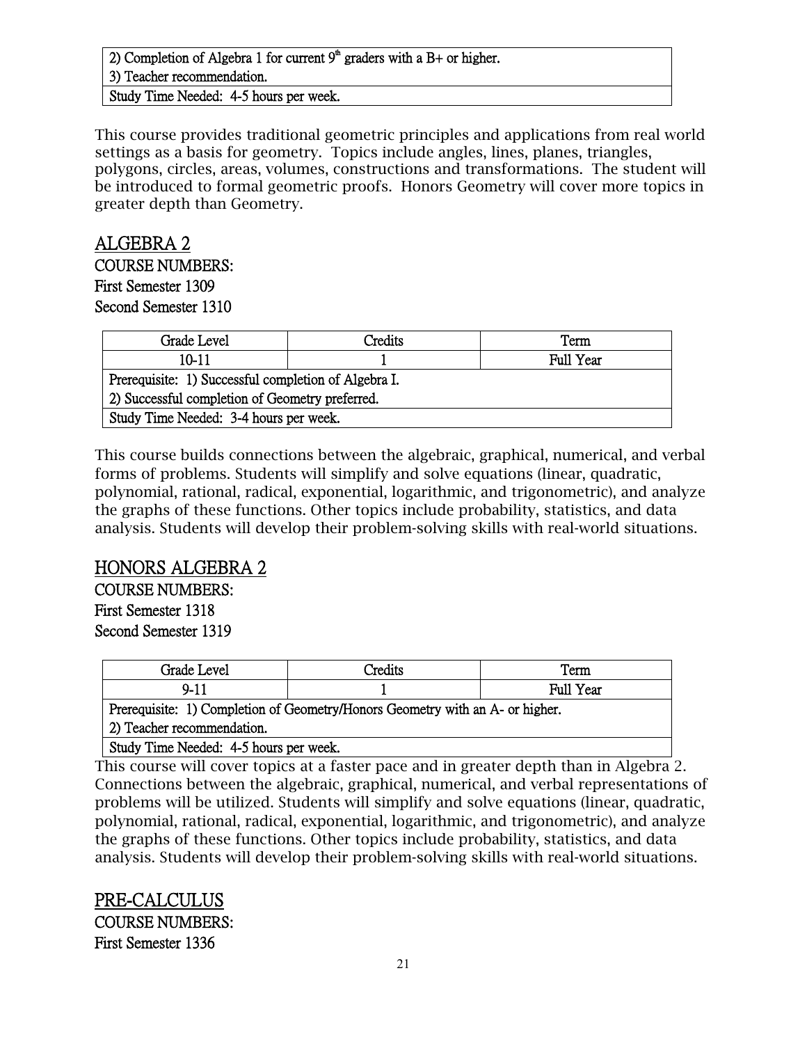| 2) Completion of Algebra 1 for current 9th graders with a B+ or higher. |
|---|
| 3) Teacher recommendation. |
| Study Time Needed: 4-5 hours per week. |

This course provides traditional geometric principles and applications from real world settings as a basis for geometry. Topics include angles, lines, planes, triangles, polygons, circles, areas, volumes, constructions and transformations. The student will be introduced to formal geometric proofs. Honors Geometry will cover more topics in greater depth than Geometry.

## ALGEBRA 2

COURSE NUMBERS:
First Semester 1309
Second Semester 1310

| Grade Level | Credits | Term |
|---|---|---|
| 10-11 | 1 | Full Year |
| Prerequisite: 1) Successful completion of Algebra I. | | |
| 2) Successful completion of Geometry preferred. | | |
| Study Time Needed: 3-4 hours per week. | | |

This course builds connections between the algebraic, graphical, numerical, and verbal forms of problems. Students will simplify and solve equations (linear, quadratic, polynomial, rational, radical, exponential, logarithmic, and trigonometric), and analyze the graphs of these functions. Other topics include probability, statistics, and data analysis. Students will develop their problem-solving skills with real-world situations.

## HONORS ALGEBRA 2

COURSE NUMBERS:
First Semester 1318
Second Semester 1319

| Grade Level | Credits | Term |
|---|---|---|
| 9-11 | 1 | Full Year |
| Prerequisite: 1) Completion of Geometry/Honors Geometry with an A- or higher. | | |
| 2) Teacher recommendation. | | |
| Study Time Needed: 4-5 hours per week. | | |

This course will cover topics at a faster pace and in greater depth than in Algebra 2. Connections between the algebraic, graphical, numerical, and verbal representations of problems will be utilized. Students will simplify and solve equations (linear, quadratic, polynomial, rational, radical, exponential, logarithmic, and trigonometric), and analyze the graphs of these functions. Other topics include probability, statistics, and data analysis. Students will develop their problem-solving skills with real-world situations.

## PRE-CALCULUS

COURSE NUMBERS:
First Semester 1336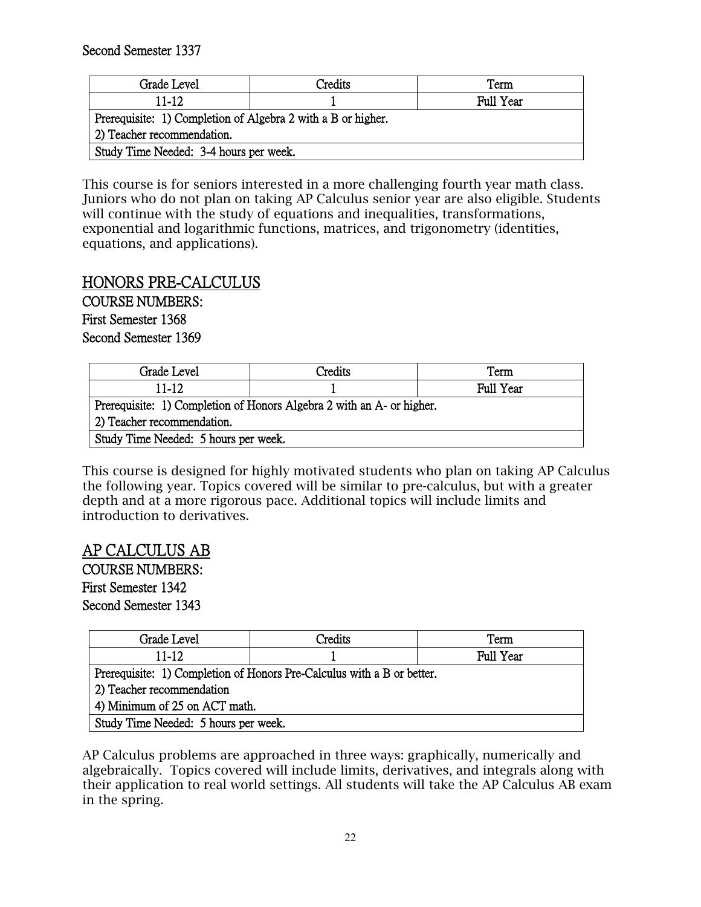Second Semester 1337

| Grade Level | Credits | Term |
| --- | --- | --- |
| 11-12 | 1 | Full Year |
| Prerequisite: 1) Completion of Algebra 2 with a B or higher. 2) Teacher recommendation. | | |
| Study Time Needed: 3-4 hours per week. | | |

This course is for seniors interested in a more challenging fourth year math class. Juniors who do not plan on taking AP Calculus senior year are also eligible. Students will continue with the study of equations and inequalities, transformations, exponential and logarithmic functions, matrices, and trigonometry (identities, equations, and applications).

## HONORS PRE-CALCULUS

COURSE NUMBERS:
First Semester 1368
Second Semester 1369

| Grade Level | Credits | Term |
| --- | --- | --- |
| 11-12 | 1 | Full Year |
| Prerequisite: 1) Completion of Honors Algebra 2 with an A- or higher. 2) Teacher recommendation. | | |
| Study Time Needed: 5 hours per week. | | |

This course is designed for highly motivated students who plan on taking AP Calculus the following year. Topics covered will be similar to pre-calculus, but with a greater depth and at a more rigorous pace. Additional topics will include limits and introduction to derivatives.

## AP CALCULUS AB

COURSE NUMBERS:
First Semester 1342
Second Semester 1343

| Grade Level | Credits | Term |
| --- | --- | --- |
| 11-12 | 1 | Full Year |
| Prerequisite: 1) Completion of Honors Pre-Calculus with a B or better. 2) Teacher recommendation 4) Minimum of 25 on ACT math. | | |
| Study Time Needed: 5 hours per week. | | |

AP Calculus problems are approached in three ways: graphically, numerically and algebraically. Topics covered will include limits, derivatives, and integrals along with their application to real world settings. All students will take the AP Calculus AB exam in the spring.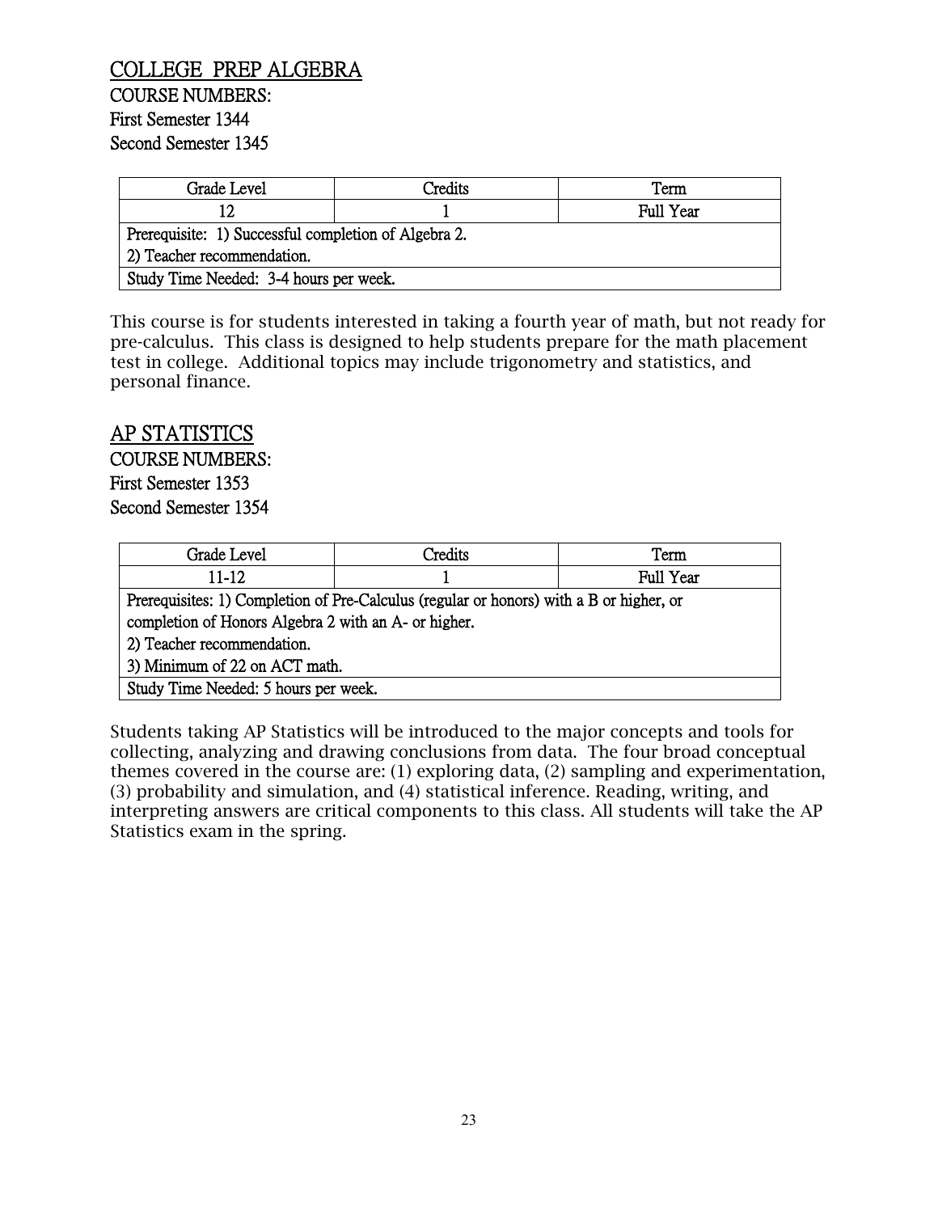## COLLEGE PREP ALGEBRA

COURSE NUMBERS:
First Semester 1344
Second Semester 1345

| Grade Level | Credits | Term |
|---|---|---|
| 12 | 1 | Full Year |
| Prerequisite: 1) Successful completion of Algebra 2.<br>2) Teacher recommendation. | | |
| Study Time Needed: 3-4 hours per week. | | |

This course is for students interested in taking a fourth year of math, but not ready for pre-calculus. This class is designed to help students prepare for the math placement test in college. Additional topics may include trigonometry and statistics, and personal finance.

## AP STATISTICS

COURSE NUMBERS:
First Semester 1353
Second Semester 1354

| Grade Level | Credits | Term |
|---|---|---|
| 11-12 | 1 | Full Year |
| Prerequisites: 1) Completion of Pre-Calculus (regular or honors) with a B or higher, or completion of Honors Algebra 2 with an A- or higher.<br>2) Teacher recommendation.<br>3) Minimum of 22 on ACT math. | | |
| Study Time Needed: 5 hours per week. | | |

Students taking AP Statistics will be introduced to the major concepts and tools for collecting, analyzing and drawing conclusions from data. The four broad conceptual themes covered in the course are: (1) exploring data, (2) sampling and experimentation, (3) probability and simulation, and (4) statistical inference. Reading, writing, and interpreting answers are critical components to this class. All students will take the AP Statistics exam in the spring.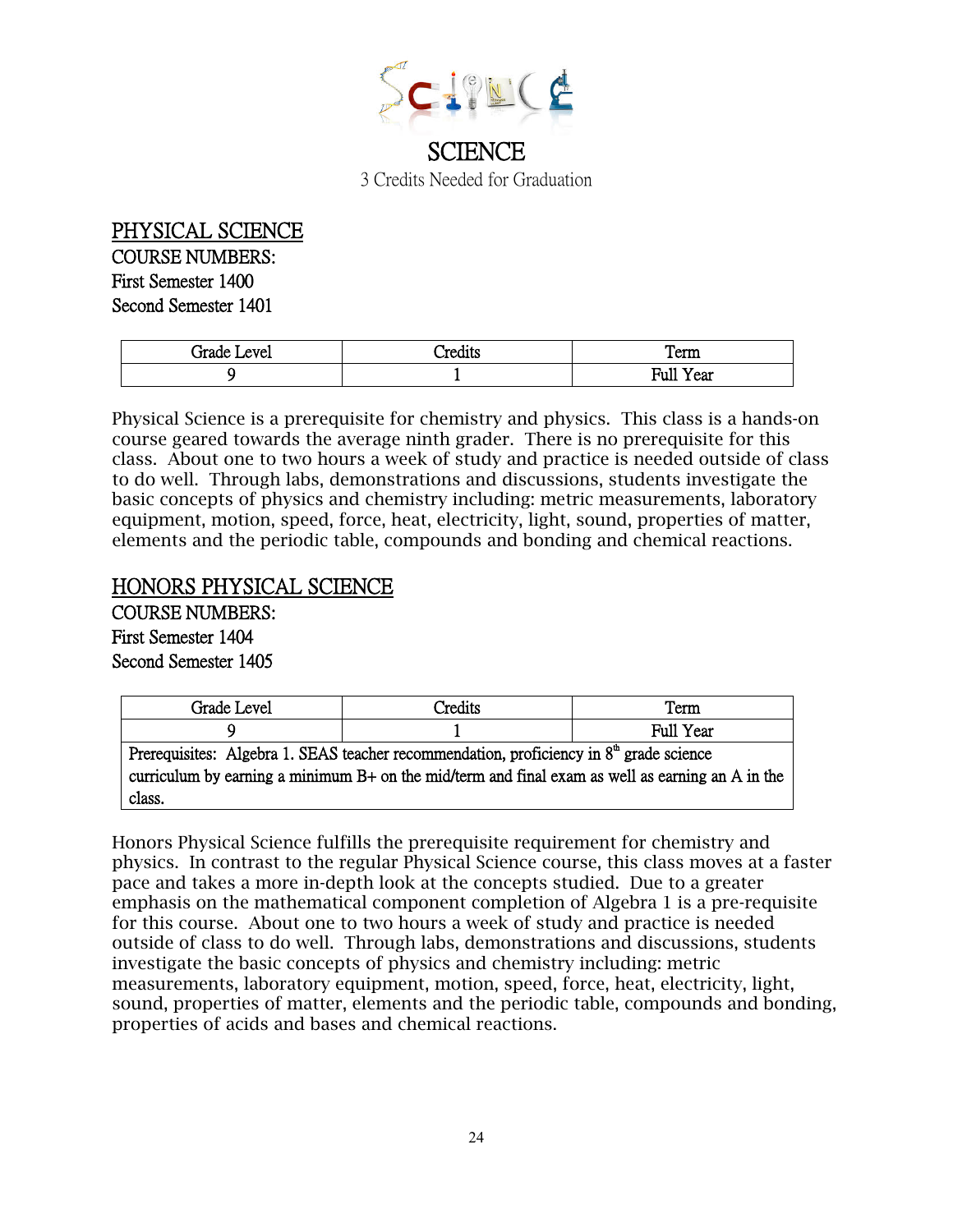# SCIENCE

3 Credits Needed for Graduation

## PHYSICAL SCIENCE

COURSE NUMBERS:
First Semester 1400
Second Semester 1401

| Grade Level | Credits | Term |
| --- | --- | --- |
| 9 | 1 | Full Year |

Physical Science is a prerequisite for chemistry and physics. This class is a hands-on course geared towards the average ninth grader. There is no prerequisite for this class. About one to two hours a week of study and practice is needed outside of class to do well. Through labs, demonstrations and discussions, students investigate the basic concepts of physics and chemistry including: metric measurements, laboratory equipment, motion, speed, force, heat, electricity, light, sound, properties of matter, elements and the periodic table, compounds and bonding and chemical reactions.

## HONORS PHYSICAL SCIENCE

COURSE NUMBERS:
First Semester 1404
Second Semester 1405

| Grade Level | Credits | Term |
| --- | --- | --- |
| 9 | 1 | Full Year |
| Prerequisites: Algebra 1. SEAS teacher recommendation, proficiency in 8th grade science curriculum by earning a minimum B+ on the mid/term and final exam as well as earning an A in the class. | | |

Honors Physical Science fulfills the prerequisite requirement for chemistry and physics. In contrast to the regular Physical Science course, this class moves at a faster pace and takes a more in-depth look at the concepts studied. Due to a greater emphasis on the mathematical component completion of Algebra 1 is a pre-requisite for this course. About one to two hours a week of study and practice is needed outside of class to do well. Through labs, demonstrations and discussions, students investigate the basic concepts of physics and chemistry including: metric measurements, laboratory equipment, motion, speed, force, heat, electricity, light, sound, properties of matter, elements and the periodic table, compounds and bonding, properties of acids and bases and chemical reactions.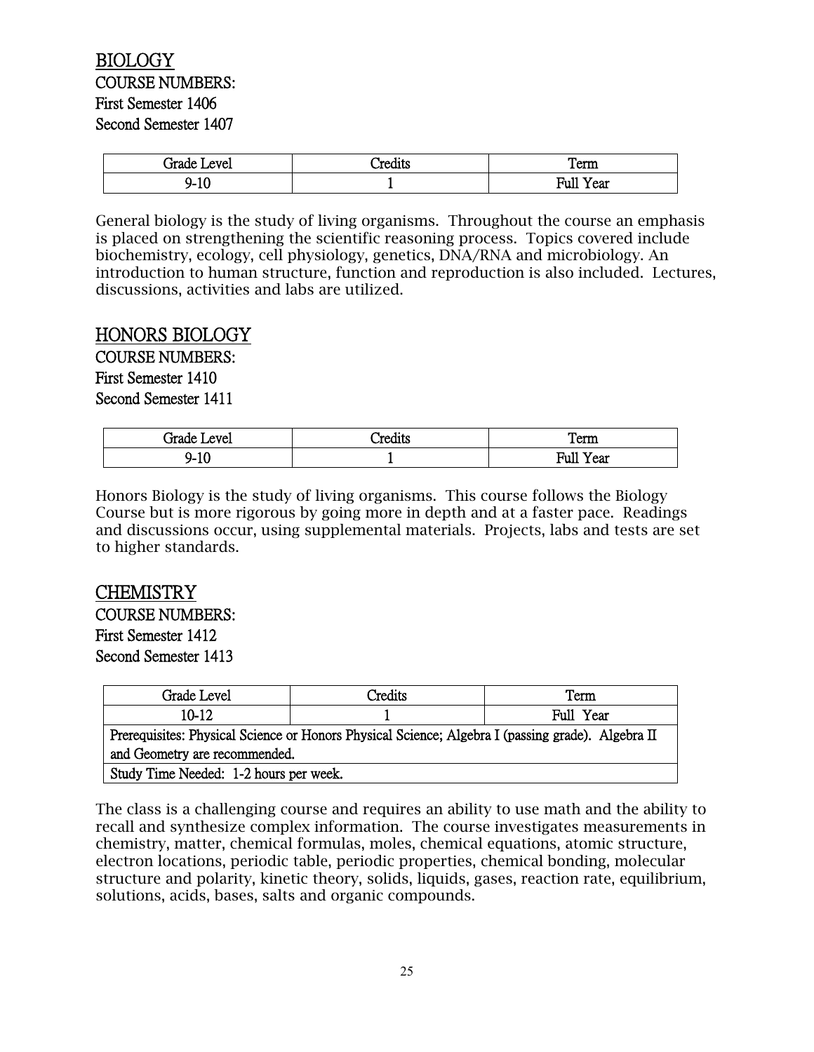## BIOLOGY

COURSE NUMBERS:
First Semester 1406
Second Semester 1407

| Grade Level | Credits | Term |
| --- | --- | --- |
| 9-10 | 1 | Full Year |

General biology is the study of living organisms. Throughout the course an emphasis is placed on strengthening the scientific reasoning process. Topics covered include biochemistry, ecology, cell physiology, genetics, DNA/RNA and microbiology. An introduction to human structure, function and reproduction is also included. Lectures, discussions, activities and labs are utilized.

## HONORS BIOLOGY

COURSE NUMBERS:
First Semester 1410
Second Semester 1411

| Grade Level | Credits | Term |
| --- | --- | --- |
| 9-10 | 1 | Full Year |

Honors Biology is the study of living organisms. This course follows the Biology Course but is more rigorous by going more in depth and at a faster pace. Readings and discussions occur, using supplemental materials. Projects, labs and tests are set to higher standards.

## CHEMISTRY

COURSE NUMBERS:
First Semester 1412
Second Semester 1413

| Grade Level | Credits | Term |
| --- | --- | --- |
| 10-12 | 1 | Full Year |
| Prerequisites: Physical Science or Honors Physical Science; Algebra I (passing grade). Algebra II and Geometry are recommended. | | |
| Study Time Needed: 1-2 hours per week. | | |

The class is a challenging course and requires an ability to use math and the ability to recall and synthesize complex information. The course investigates measurements in chemistry, matter, chemical formulas, moles, chemical equations, atomic structure, electron locations, periodic table, periodic properties, chemical bonding, molecular structure and polarity, kinetic theory, solids, liquids, gases, reaction rate, equilibrium, solutions, acids, bases, salts and organic compounds.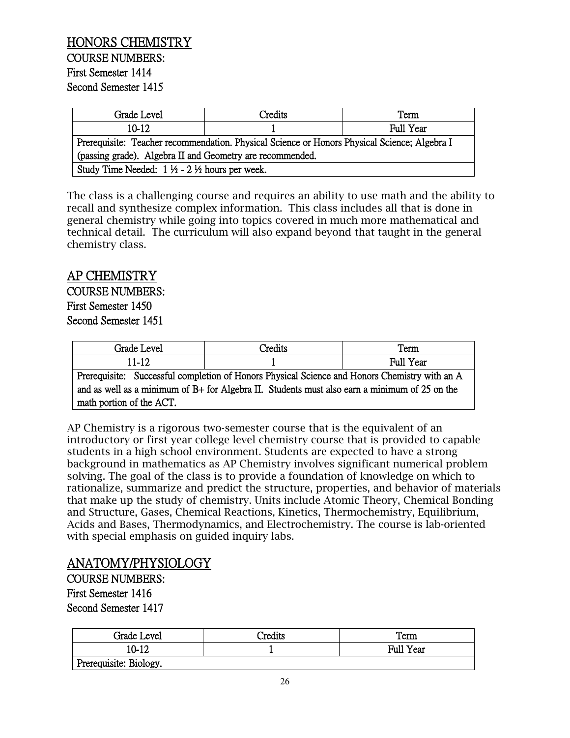## HONORS CHEMISTRY

COURSE NUMBERS:
First Semester 1414
Second Semester 1415

| Grade Level | Credits | Term |
|---|---|---|
| 10-12 | 1 | Full Year |
| Prerequisite: Teacher recommendation. Physical Science or Honors Physical Science; Algebra I (passing grade). Algebra II and Geometry are recommended. | | |
| Study Time Needed: 1 ½ - 2 ½ hours per week. | | |

The class is a challenging course and requires an ability to use math and the ability to recall and synthesize complex information. This class includes all that is done in general chemistry while going into topics covered in much more mathematical and technical detail. The curriculum will also expand beyond that taught in the general chemistry class.

## AP CHEMISTRY

COURSE NUMBERS:
First Semester 1450
Second Semester 1451

| Grade Level | Credits | Term |
|---|---|---|
| 11-12 | 1 | Full Year |
| Prerequisite: Successful completion of Honors Physical Science and Honors Chemistry with an A and as well as a minimum of B+ for Algebra II. Students must also earn a minimum of 25 on the math portion of the ACT. | | |

AP Chemistry is a rigorous two-semester course that is the equivalent of an introductory or first year college level chemistry course that is provided to capable students in a high school environment. Students are expected to have a strong background in mathematics as AP Chemistry involves significant numerical problem solving. The goal of the class is to provide a foundation of knowledge on which to rationalize, summarize and predict the structure, properties, and behavior of materials that make up the study of chemistry. Units include Atomic Theory, Chemical Bonding and Structure, Gases, Chemical Reactions, Kinetics, Thermochemistry, Equilibrium, Acids and Bases, Thermodynamics, and Electrochemistry. The course is lab-oriented with special emphasis on guided inquiry labs.

## ANATOMY/PHYSIOLOGY

COURSE NUMBERS:
First Semester 1416
Second Semester 1417

| Grade Level | Credits | Term |
|---|---|---|
| 10-12 | 1 | Full Year |
| Prerequisite: Biology. | | |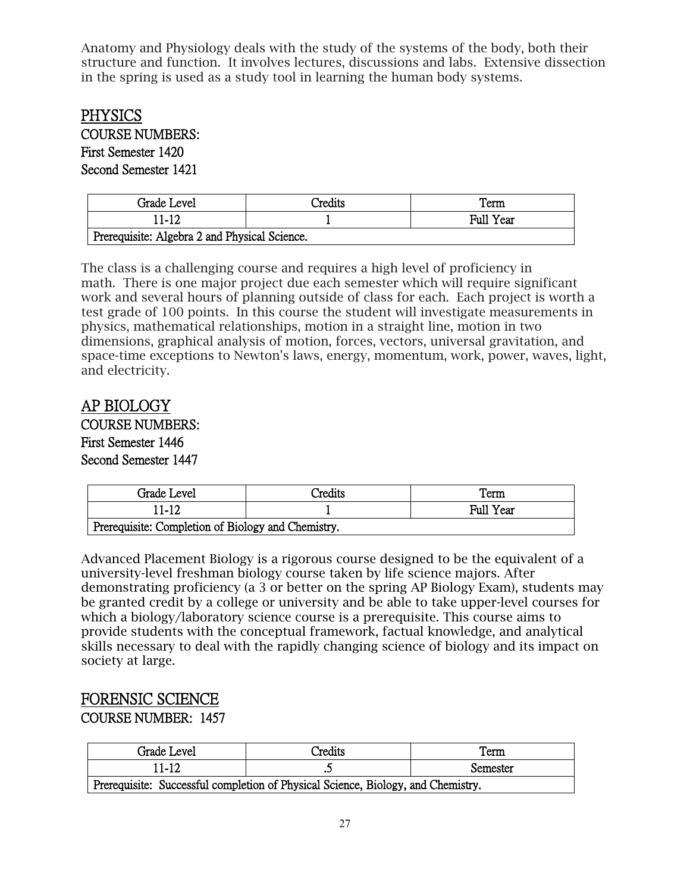Anatomy and Physiology deals with the study of the systems of the body, both their structure and function. It involves lectures, discussions and labs. Extensive dissection in the spring is used as a study tool in learning the human body systems.

## PHYSICS

COURSE NUMBERS:
First Semester 1420
Second Semester 1421

| Grade Level | Credits | Term |
|---|---|---|
| 11-12 | 1 | Full Year |
| Prerequisite: Algebra 2 and Physical Science. | | |

The class is a challenging course and requires a high level of proficiency in math. There is one major project due each semester which will require significant work and several hours of planning outside of class for each. Each project is worth a test grade of 100 points. In this course the student will investigate measurements in physics, mathematical relationships, motion in a straight line, motion in two dimensions, graphical analysis of motion, forces, vectors, universal gravitation, and space-time exceptions to Newton's laws, energy, momentum, work, power, waves, light, and electricity.

## AP BIOLOGY

COURSE NUMBERS:
First Semester 1446
Second Semester 1447

| Grade Level | Credits | Term |
|---|---|---|
| 11-12 | 1 | Full Year |
| Prerequisite: Completion of Biology and Chemistry. | | |

Advanced Placement Biology is a rigorous course designed to be the equivalent of a university-level freshman biology course taken by life science majors. After demonstrating proficiency (a 3 or better on the spring AP Biology Exam), students may be granted credit by a college or university and be able to take upper-level courses for which a biology/laboratory science course is a prerequisite. This course aims to provide students with the conceptual framework, factual knowledge, and analytical skills necessary to deal with the rapidly changing science of biology and its impact on society at large.

## FORENSIC SCIENCE

COURSE NUMBER: 1457

| Grade Level | Credits | Term |
|---|---|---|
| 11-12 | .5 | Semester |
| Prerequisite: Successful completion of Physical Science, Biology, and Chemistry. | | |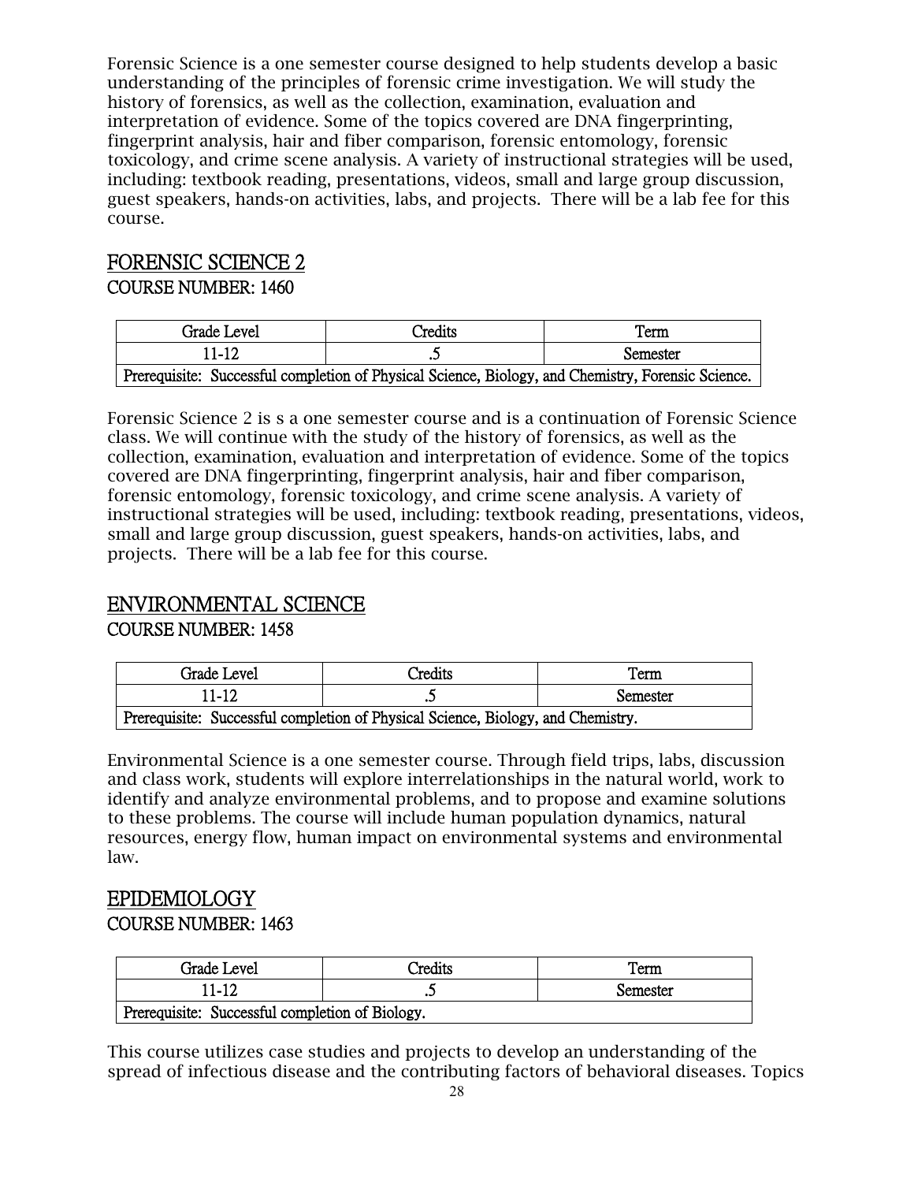Forensic Science is a one semester course designed to help students develop a basic understanding of the principles of forensic crime investigation. We will study the history of forensics, as well as the collection, examination, evaluation and interpretation of evidence. Some of the topics covered are DNA fingerprinting, fingerprint analysis, hair and fiber comparison, forensic entomology, forensic toxicology, and crime scene analysis. A variety of instructional strategies will be used, including: textbook reading, presentations, videos, small and large group discussion, guest speakers, hands-on activities, labs, and projects. There will be a lab fee for this course.

## FORENSIC SCIENCE 2

### COURSE NUMBER: 1460

| Grade Level | Credits | Term |
|---|---|---|
| 11-12 | .5 | Semester |
| Prerequisite: Successful completion of Physical Science, Biology, and Chemistry, Forensic Science. | | |

Forensic Science 2 is s a one semester course and is a continuation of Forensic Science class. We will continue with the study of the history of forensics, as well as the collection, examination, evaluation and interpretation of evidence. Some of the topics covered are DNA fingerprinting, fingerprint analysis, hair and fiber comparison, forensic entomology, forensic toxicology, and crime scene analysis. A variety of instructional strategies will be used, including: textbook reading, presentations, videos, small and large group discussion, guest speakers, hands-on activities, labs, and projects. There will be a lab fee for this course.

## ENVIRONMENTAL SCIENCE

### COURSE NUMBER: 1458

| Grade Level | Credits | Term |
|---|---|---|
| 11-12 | .5 | Semester |
| Prerequisite: Successful completion of Physical Science, Biology, and Chemistry. | | |

Environmental Science is a one semester course. Through field trips, labs, discussion and class work, students will explore interrelationships in the natural world, work to identify and analyze environmental problems, and to propose and examine solutions to these problems. The course will include human population dynamics, natural resources, energy flow, human impact on environmental systems and environmental law.

## EPIDEMIOLOGY

### COURSE NUMBER: 1463

| Grade Level | Credits | Term |
|---|---|---|
| 11-12 | .5 | Semester |
| Prerequisite: Successful completion of Biology. | | |

This course utilizes case studies and projects to develop an understanding of the spread of infectious disease and the contributing factors of behavioral diseases. Topics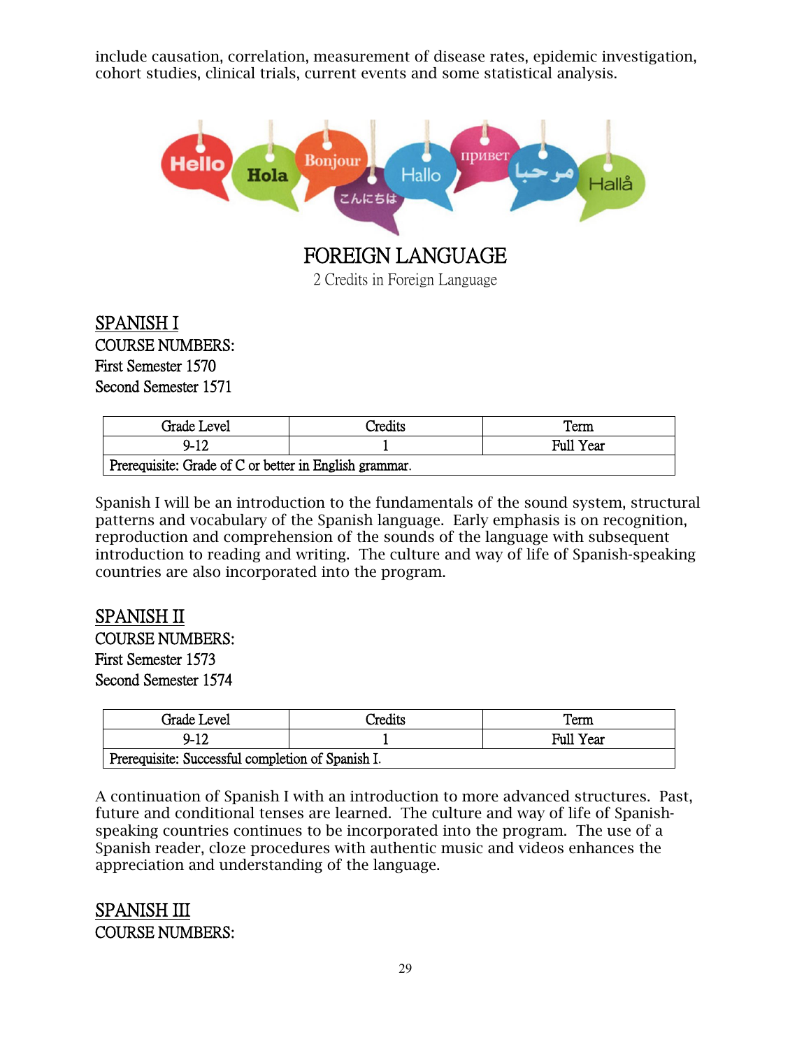include causation, correlation, measurement of disease rates, epidemic investigation, cohort studies, clinical trials, current events and some statistical analysis.

# FOREIGN LANGUAGE

2 Credits in Foreign Language

## SPANISH I

COURSE NUMBERS:
First Semester 1570
Second Semester 1571

| Grade Level | Credits | Term |
|---|---|---|
| 9-12 | 1 | Full Year |
| Prerequisite: Grade of C or better in English grammar. | | |

Spanish I will be an introduction to the fundamentals of the sound system, structural patterns and vocabulary of the Spanish language. Early emphasis is on recognition, reproduction and comprehension of the sounds of the language with subsequent introduction to reading and writing. The culture and way of life of Spanish-speaking countries are also incorporated into the program.

## SPANISH II

COURSE NUMBERS:
First Semester 1573
Second Semester 1574

| Grade Level | Credits | Term |
|---|---|---|
| 9-12 | 1 | Full Year |
| Prerequisite: Successful completion of Spanish I. | | |

A continuation of Spanish I with an introduction to more advanced structures. Past, future and conditional tenses are learned. The culture and way of life of Spanish-speaking countries continues to be incorporated into the program. The use of a Spanish reader, cloze procedures with authentic music and videos enhances the appreciation and understanding of the language.

## SPANISH III

COURSE NUMBERS: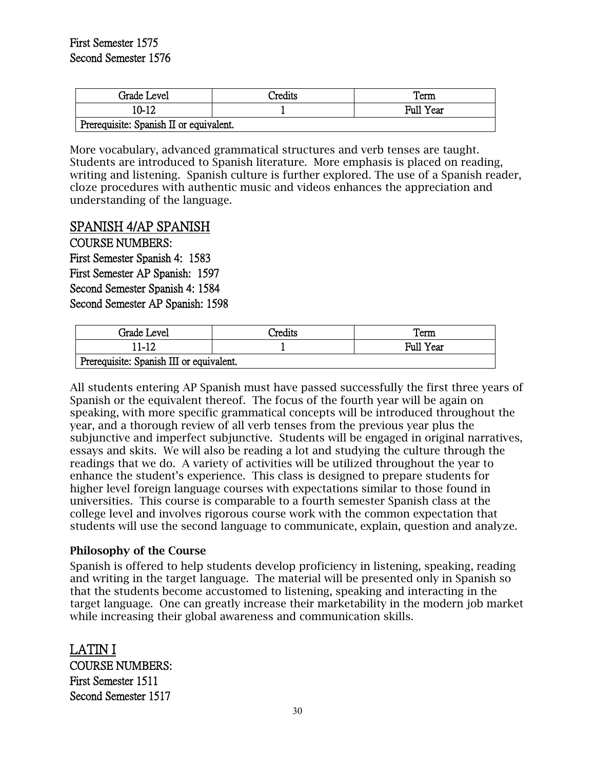First Semester 1575
Second Semester 1576

| Grade Level | Credits | Term |
|---|---|---|
| 10-12 | 1 | Full Year |
| Prerequisite: Spanish II or equivalent. | | |

More vocabulary, advanced grammatical structures and verb tenses are taught. Students are introduced to Spanish literature. More emphasis is placed on reading, writing and listening. Spanish culture is further explored. The use of a Spanish reader, cloze procedures with authentic music and videos enhances the appreciation and understanding of the language.

## SPANISH 4/AP SPANISH

COURSE NUMBERS:
First Semester Spanish 4: 1583
First Semester AP Spanish: 1597
Second Semester Spanish 4: 1584
Second Semester AP Spanish: 1598

| Grade Level | Credits | Term |
|---|---|---|
| 11-12 | 1 | Full Year |
| Prerequisite: Spanish III or equivalent. | | |

All students entering AP Spanish must have passed successfully the first three years of Spanish or the equivalent thereof. The focus of the fourth year will be again on speaking, with more specific grammatical concepts will be introduced throughout the year, and a thorough review of all verb tenses from the previous year plus the subjunctive and imperfect subjunctive. Students will be engaged in original narratives, essays and skits. We will also be reading a lot and studying the culture through the readings that we do. A variety of activities will be utilized throughout the year to enhance the student's experience. This class is designed to prepare students for higher level foreign language courses with expectations similar to those found in universities. This course is comparable to a fourth semester Spanish class at the college level and involves rigorous course work with the common expectation that students will use the second language to communicate, explain, question and analyze.

### Philosophy of the Course

Spanish is offered to help students develop proficiency in listening, speaking, reading and writing in the target language. The material will be presented only in Spanish so that the students become accustomed to listening, speaking and interacting in the target language. One can greatly increase their marketability in the modern job market while increasing their global awareness and communication skills.

## LATIN I

COURSE NUMBERS:
First Semester 1511
Second Semester 1517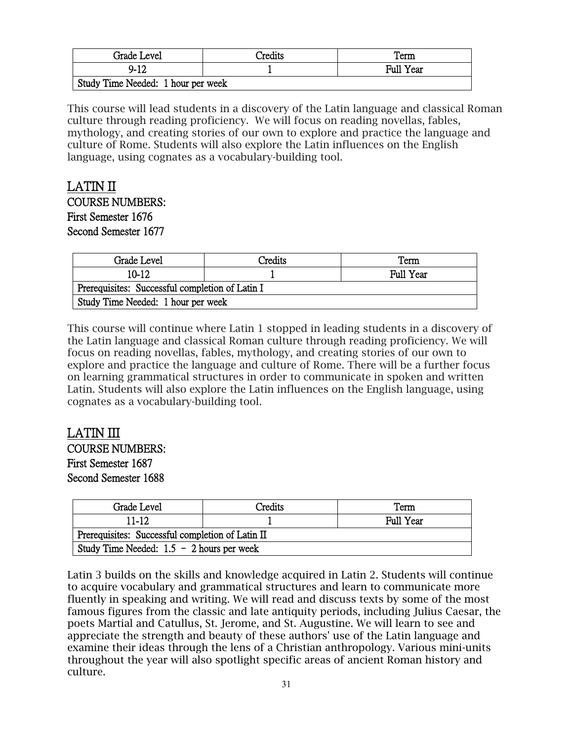| Grade Level | Credits | Term |
| --- | --- | --- |
| 9-12 | 1 | Full Year |
| Study Time Needed: 1 hour per week | | |

This course will lead students in a discovery of the Latin language and classical Roman culture through reading proficiency. We will focus on reading novellas, fables, mythology, and creating stories of our own to explore and practice the language and culture of Rome. Students will also explore the Latin influences on the English language, using cognates as a vocabulary-building tool.

## LATIN II

COURSE NUMBERS:
First Semester 1676
Second Semester 1677

| Grade Level | Credits | Term |
| --- | --- | --- |
| 10-12 | 1 | Full Year |
| Prerequisites: Successful completion of Latin I | | |
| Study Time Needed: 1 hour per week | | |

This course will continue where Latin 1 stopped in leading students in a discovery of the Latin language and classical Roman culture through reading proficiency. We will focus on reading novellas, fables, mythology, and creating stories of our own to explore and practice the language and culture of Rome. There will be a further focus on learning grammatical structures in order to communicate in spoken and written Latin. Students will also explore the Latin influences on the English language, using cognates as a vocabulary-building tool.

## LATIN III

COURSE NUMBERS:
First Semester 1687
Second Semester 1688

| Grade Level | Credits | Term |
| --- | --- | --- |
| 11-12 | 1 | Full Year |
| Prerequisites: Successful completion of Latin II | | |
| Study Time Needed: 1.5 – 2 hours per week | | |

Latin 3 builds on the skills and knowledge acquired in Latin 2. Students will continue to acquire vocabulary and grammatical structures and learn to communicate more fluently in speaking and writing. We will read and discuss texts by some of the most famous figures from the classic and late antiquity periods, including Julius Caesar, the poets Martial and Catullus, St. Jerome, and St. Augustine. We will learn to see and appreciate the strength and beauty of these authors' use of the Latin language and examine their ideas through the lens of a Christian anthropology. Various mini-units throughout the year will also spotlight specific areas of ancient Roman history and culture.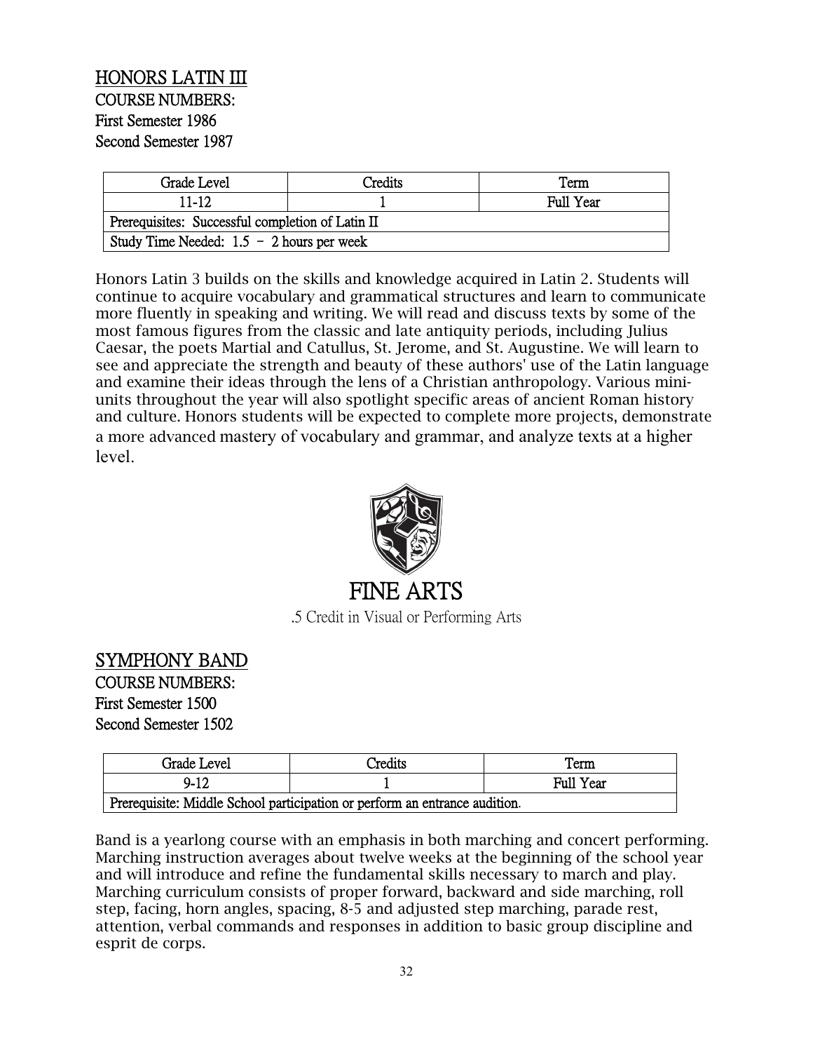## HONORS LATIN III

COURSE NUMBERS:
First Semester 1986
Second Semester 1987

| Grade Level | Credits | Term |
| --- | --- | --- |
| 11-12 | 1 | Full Year |
| Prerequisites: Successful completion of Latin II | | |
| Study Time Needed: 1.5 – 2 hours per week | | |

Honors Latin 3 builds on the skills and knowledge acquired in Latin 2. Students will continue to acquire vocabulary and grammatical structures and learn to communicate more fluently in speaking and writing. We will read and discuss texts by some of the most famous figures from the classic and late antiquity periods, including Julius Caesar, the poets Martial and Catullus, St. Jerome, and St. Augustine. We will learn to see and appreciate the strength and beauty of these authors' use of the Latin language and examine their ideas through the lens of a Christian anthropology. Various mini-units throughout the year will also spotlight specific areas of ancient Roman history and culture. Honors students will be expected to complete more projects, demonstrate a more advanced mastery of vocabulary and grammar, and analyze texts at a higher level.

# FINE ARTS

.5 Credit in Visual or Performing Arts

## SYMPHONY BAND

COURSE NUMBERS:
First Semester 1500
Second Semester 1502

| Grade Level | Credits | Term |
| --- | --- | --- |
| 9-12 | 1 | Full Year |
| Prerequisite: Middle School participation or perform an entrance audition. | | |

Band is a yearlong course with an emphasis in both marching and concert performing. Marching instruction averages about twelve weeks at the beginning of the school year and will introduce and refine the fundamental skills necessary to march and play. Marching curriculum consists of proper forward, backward and side marching, roll step, facing, horn angles, spacing, 8-5 and adjusted step marching, parade rest, attention, verbal commands and responses in addition to basic group discipline and esprit de corps.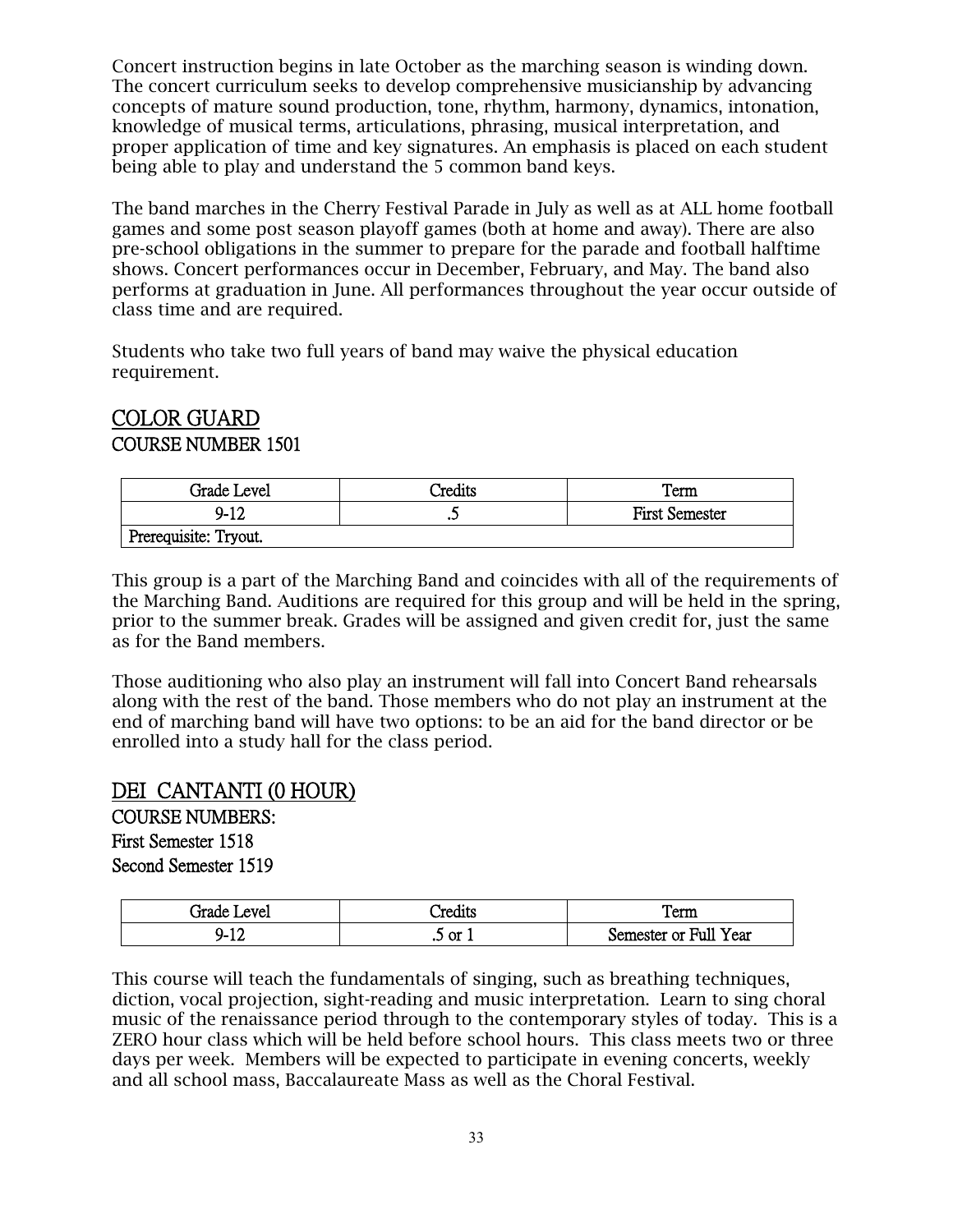Concert instruction begins in late October as the marching season is winding down. The concert curriculum seeks to develop comprehensive musicianship by advancing concepts of mature sound production, tone, rhythm, harmony, dynamics, intonation, knowledge of musical terms, articulations, phrasing, musical interpretation, and proper application of time and key signatures. An emphasis is placed on each student being able to play and understand the 5 common band keys.

The band marches in the Cherry Festival Parade in July as well as at ALL home football games and some post season playoff games (both at home and away). There are also pre-school obligations in the summer to prepare for the parade and football halftime shows. Concert performances occur in December, February, and May. The band also performs at graduation in June. All performances throughout the year occur outside of class time and are required.

Students who take two full years of band may waive the physical education requirement.

## COLOR GUARD
### COURSE NUMBER 1501

| Grade Level | Credits | Term |
|---|---|---|
| 9-12 | .5 | First Semester |
| Prerequisite: Tryout. | | |

This group is a part of the Marching Band and coincides with all of the requirements of the Marching Band. Auditions are required for this group and will be held in the spring, prior to the summer break. Grades will be assigned and given credit for, just the same as for the Band members.

Those auditioning who also play an instrument will fall into Concert Band rehearsals along with the rest of the band. Those members who do not play an instrument at the end of marching band will have two options: to be an aid for the band director or be enrolled into a study hall for the class period.

## DEI CANTANTI (0 HOUR)
### COURSE NUMBERS:
### First Semester 1518
### Second Semester 1519

| Grade Level | Credits | Term |
|---|---|---|
| 9-12 | .5 or 1 | Semester or Full Year |

This course will teach the fundamentals of singing, such as breathing techniques, diction, vocal projection, sight-reading and music interpretation. Learn to sing choral music of the renaissance period through to the contemporary styles of today. This is a ZERO hour class which will be held before school hours. This class meets two or three days per week. Members will be expected to participate in evening concerts, weekly and all school mass, Baccalaureate Mass as well as the Choral Festival.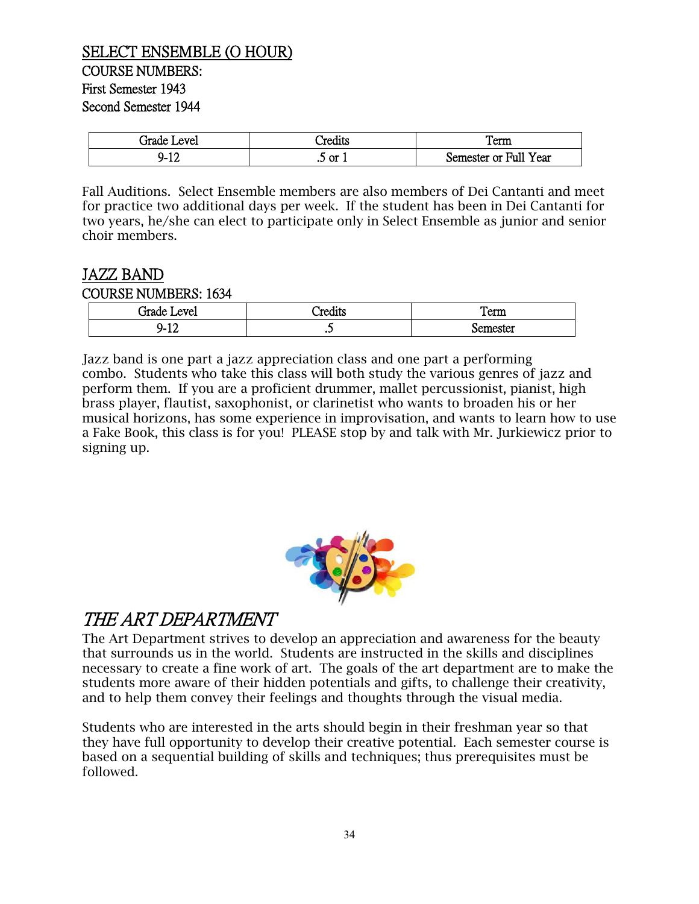## SELECT ENSEMBLE (O HOUR)

COURSE NUMBERS:
First Semester 1943
Second Semester 1944

| Grade Level | Credits | Term |
|---|---|---|
| 9-12 | .5 or 1 | Semester or Full Year |

Fall Auditions. Select Ensemble members are also members of Dei Cantanti and meet for practice two additional days per week. If the student has been in Dei Cantanti for two years, he/she can elect to participate only in Select Ensemble as junior and senior choir members.

## JAZZ BAND

COURSE NUMBERS: 1634

| Grade Level | Credits | Term |
|---|---|---|
| 9-12 | .5 | Semester |

Jazz band is one part a jazz appreciation class and one part a performing combo. Students who take this class will both study the various genres of jazz and perform them. If you are a proficient drummer, mallet percussionist, pianist, high brass player, flautist, saxophonist, or clarinetist who wants to broaden his or her musical horizons, has some experience in improvisation, and wants to learn how to use a Fake Book, this class is for you! PLEASE stop by and talk with Mr. Jurkiewicz prior to signing up.

# *THE ART DEPARTMENT*

The Art Department strives to develop an appreciation and awareness for the beauty that surrounds us in the world. Students are instructed in the skills and disciplines necessary to create a fine work of art. The goals of the art department are to make the students more aware of their hidden potentials and gifts, to challenge their creativity, and to help them convey their feelings and thoughts through the visual media.

Students who are interested in the arts should begin in their freshman year so that they have full opportunity to develop their creative potential. Each semester course is based on a sequential building of skills and techniques; thus prerequisites must be followed.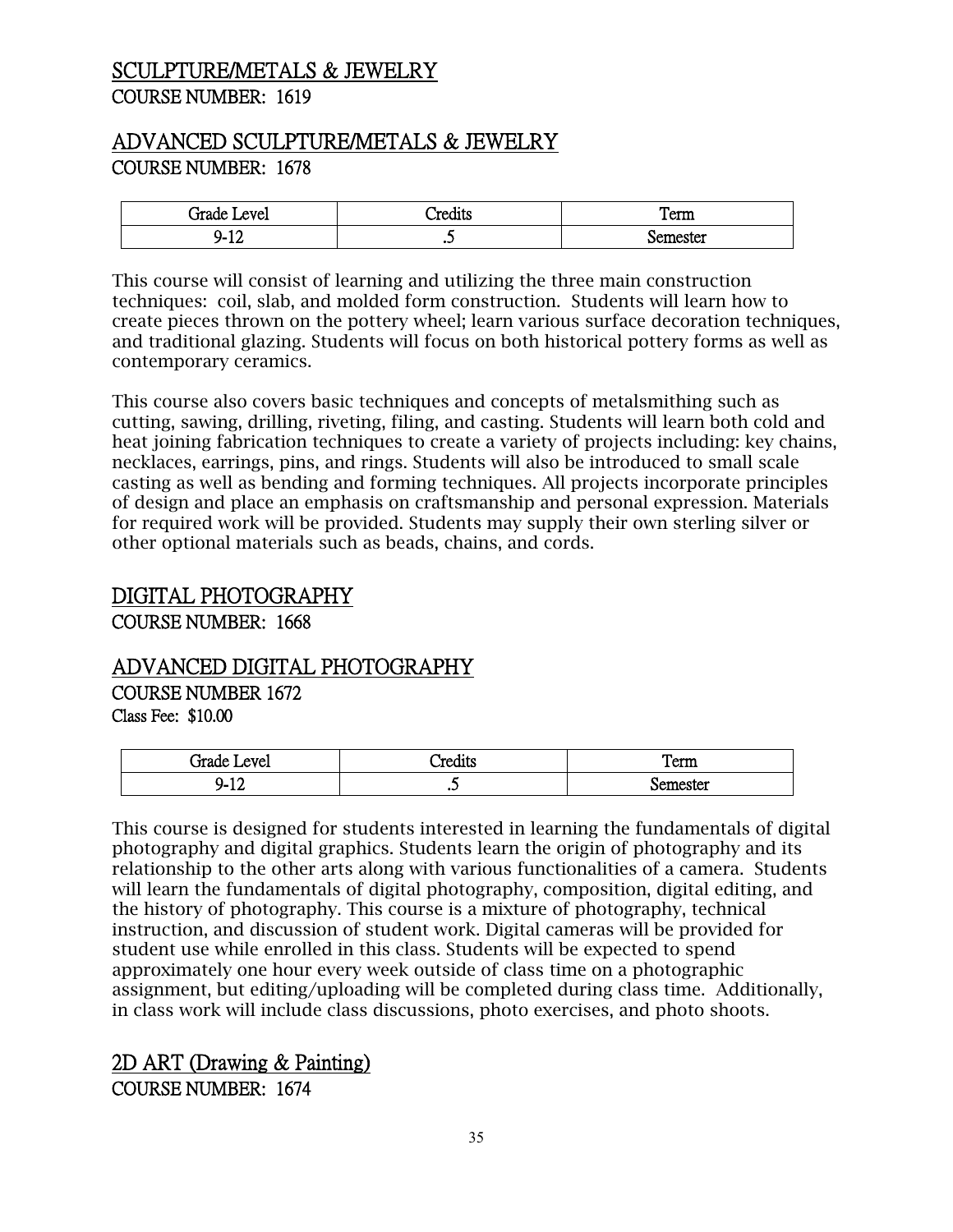## SCULPTURE/METALS & JEWELRY
COURSE NUMBER: 1619

## ADVANCED SCULPTURE/METALS & JEWELRY
COURSE NUMBER: 1678

| Grade Level | Credits | Term |
|---|---|---|
| 9-12 | .5 | Semester |

This course will consist of learning and utilizing the three main construction techniques: coil, slab, and molded form construction. Students will learn how to create pieces thrown on the pottery wheel; learn various surface decoration techniques, and traditional glazing. Students will focus on both historical pottery forms as well as contemporary ceramics.

This course also covers basic techniques and concepts of metalsmithing such as cutting, sawing, drilling, riveting, filing, and casting. Students will learn both cold and heat joining fabrication techniques to create a variety of projects including: key chains, necklaces, earrings, pins, and rings. Students will also be introduced to small scale casting as well as bending and forming techniques. All projects incorporate principles of design and place an emphasis on craftsmanship and personal expression. Materials for required work will be provided. Students may supply their own sterling silver or other optional materials such as beads, chains, and cords.

## DIGITAL PHOTOGRAPHY
COURSE NUMBER: 1668

## ADVANCED DIGITAL PHOTOGRAPHY
COURSE NUMBER 1672
Class Fee: $10.00

| Grade Level | Credits | Term |
|---|---|---|
| 9-12 | .5 | Semester |

This course is designed for students interested in learning the fundamentals of digital photography and digital graphics. Students learn the origin of photography and its relationship to the other arts along with various functionalities of a camera. Students will learn the fundamentals of digital photography, composition, digital editing, and the history of photography. This course is a mixture of photography, technical instruction, and discussion of student work. Digital cameras will be provided for student use while enrolled in this class. Students will be expected to spend approximately one hour every week outside of class time on a photographic assignment, but editing/uploading will be completed during class time. Additionally, in class work will include class discussions, photo exercises, and photo shoots.

## 2D ART (Drawing & Painting)
COURSE NUMBER: 1674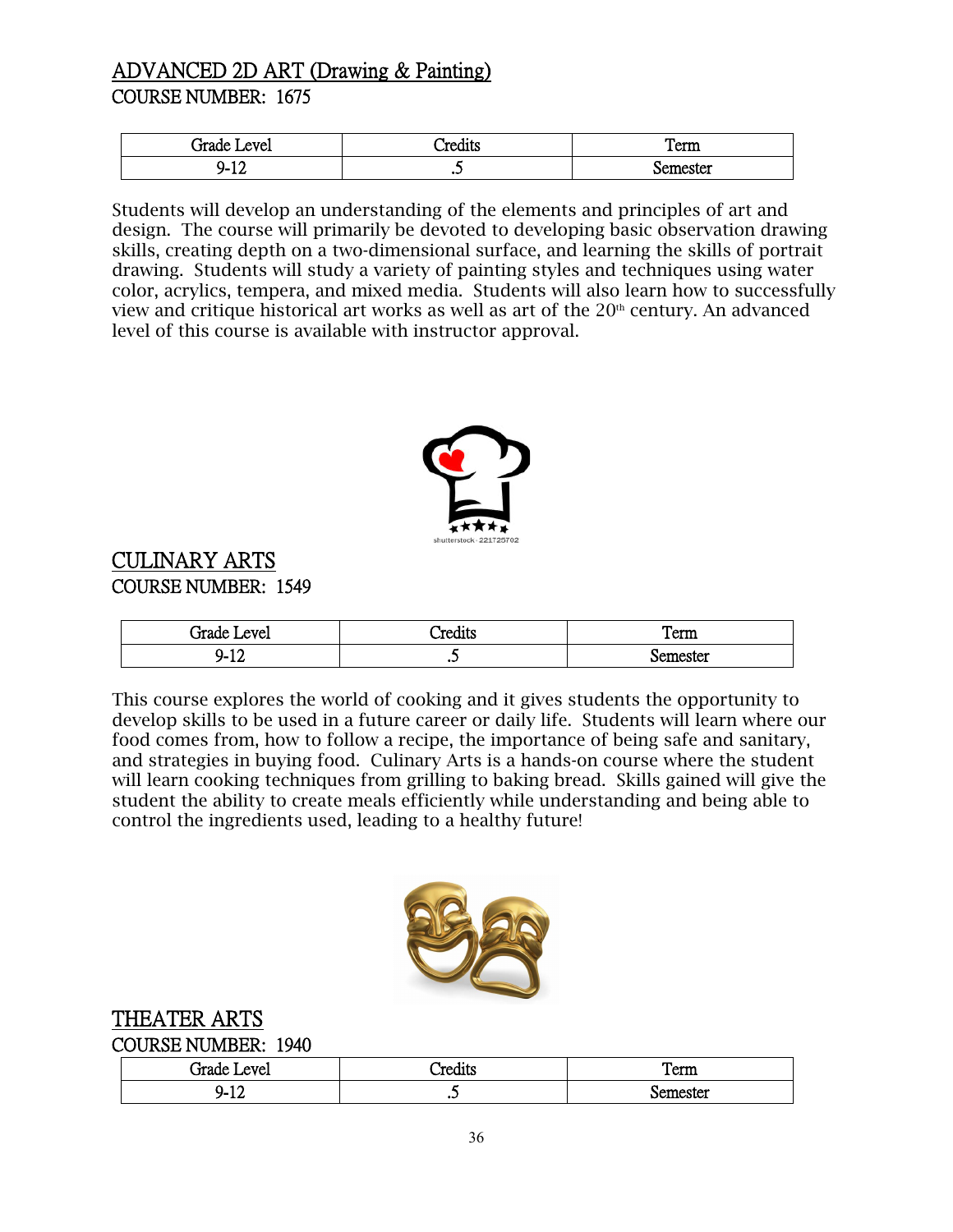## ADVANCED 2D ART (Drawing & Painting)

COURSE NUMBER: 1675

| Grade Level | Credits | Term |
|---|---|---|
| 9-12 | .5 | Semester |

Students will develop an understanding of the elements and principles of art and design. The course will primarily be devoted to developing basic observation drawing skills, creating depth on a two-dimensional surface, and learning the skills of portrait drawing. Students will study a variety of painting styles and techniques using water color, acrylics, tempera, and mixed media. Students will also learn how to successfully view and critique historical art works as well as art of the 20th century. An advanced level of this course is available with instructor approval.

## CULINARY ARTS

COURSE NUMBER: 1549

| Grade Level | Credits | Term |
|---|---|---|
| 9-12 | .5 | Semester |

This course explores the world of cooking and it gives students the opportunity to develop skills to be used in a future career or daily life. Students will learn where our food comes from, how to follow a recipe, the importance of being safe and sanitary, and strategies in buying food. Culinary Arts is a hands-on course where the student will learn cooking techniques from grilling to baking bread. Skills gained will give the student the ability to create meals efficiently while understanding and being able to control the ingredients used, leading to a healthy future!

## THEATER ARTS

COURSE NUMBER: 1940

| Grade Level | Credits | Term |
|---|---|---|
| 9-12 | .5 | Semester |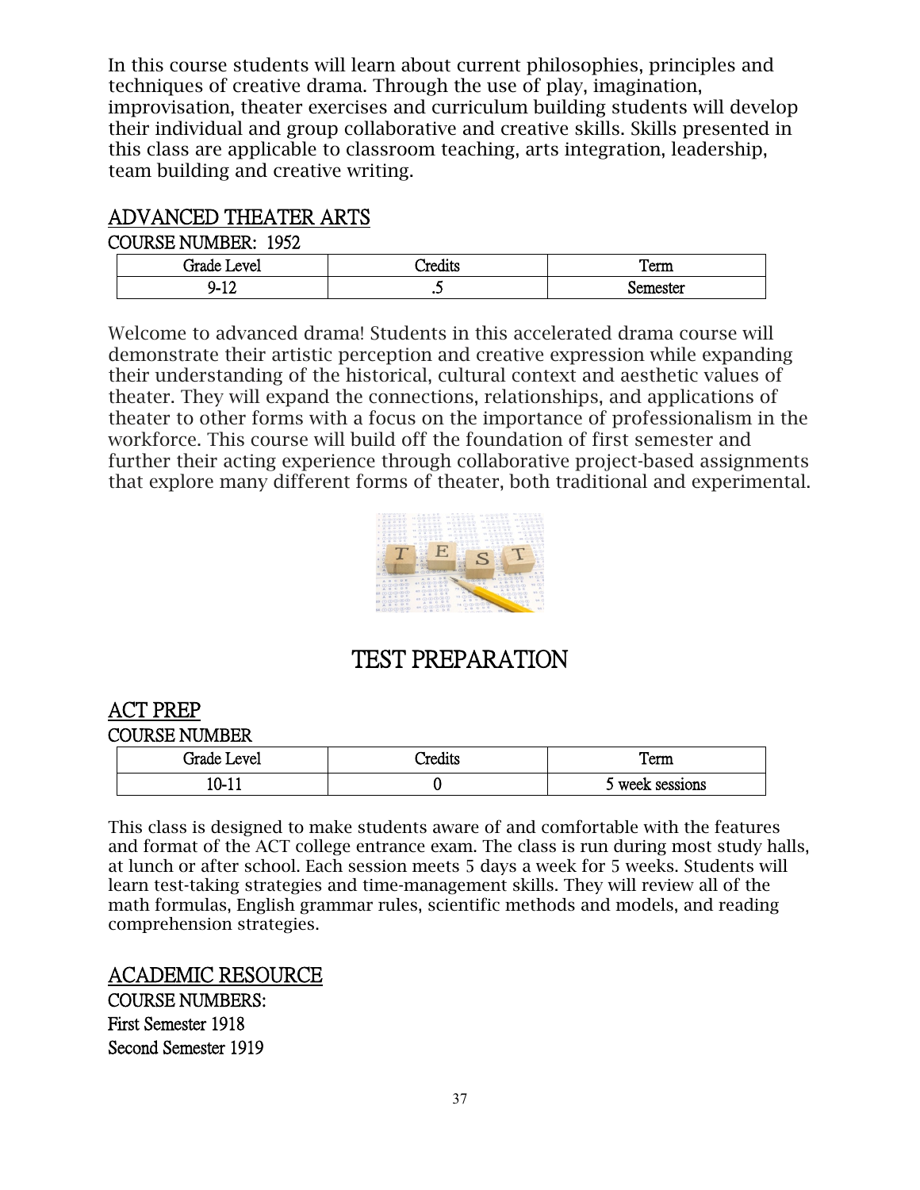In this course students will learn about current philosophies, principles and techniques of creative drama. Through the use of play, imagination, improvisation, theater exercises and curriculum building students will develop their individual and group collaborative and creative skills. Skills presented in this class are applicable to classroom teaching, arts integration, leadership, team building and creative writing.

## ADVANCED THEATER ARTS

COURSE NUMBER: 1952

| Grade Level | Credits | Term |
|---|---|---|
| 9-12 | .5 | Semester |

Welcome to advanced drama! Students in this accelerated drama course will demonstrate their artistic perception and creative expression while expanding their understanding of the historical, cultural context and aesthetic values of theater. They will expand the connections, relationships, and applications of theater to other forms with a focus on the importance of professionalism in the workforce. This course will build off the foundation of first semester and further their acting experience through collaborative project-based assignments that explore many different forms of theater, both traditional and experimental.

# TEST PREPARATION

## ACT PREP

COURSE NUMBER

| Grade Level | Credits | Term |
|---|---|---|
| 10-11 | 0 | 5 week sessions |

This class is designed to make students aware of and comfortable with the features and format of the ACT college entrance exam. The class is run during most study halls, at lunch or after school. Each session meets 5 days a week for 5 weeks. Students will learn test-taking strategies and time-management skills. They will review all of the math formulas, English grammar rules, scientific methods and models, and reading comprehension strategies.

## ACADEMIC RESOURCE

COURSE NUMBERS:
First Semester 1918
Second Semester 1919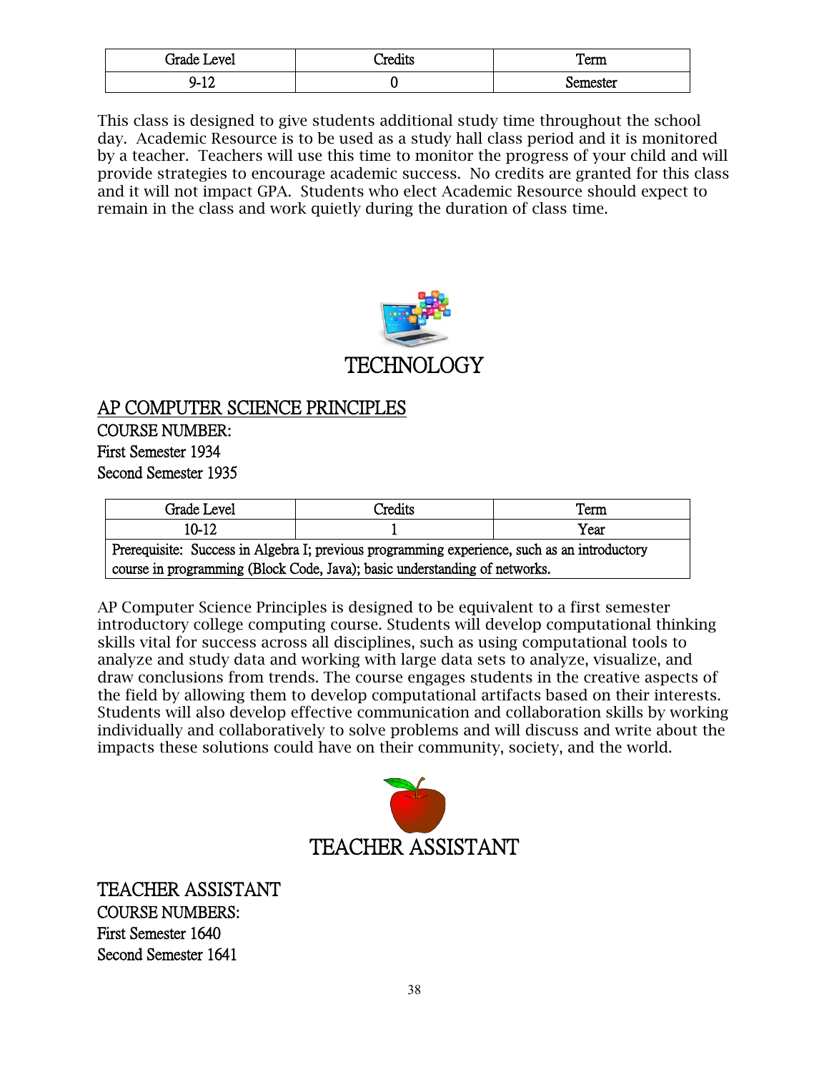| Grade Level | Credits | Term |
|---|---|---|
| 9-12 | 0 | Semester |

This class is designed to give students additional study time throughout the school day. Academic Resource is to be used as a study hall class period and it is monitored by a teacher. Teachers will use this time to monitor the progress of your child and will provide strategies to encourage academic success. No credits are granted for this class and it will not impact GPA. Students who elect Academic Resource should expect to remain in the class and work quietly during the duration of class time.

# TECHNOLOGY

## AP COMPUTER SCIENCE PRINCIPLES

COURSE NUMBER:
First Semester 1934
Second Semester 1935

| Grade Level | Credits | Term |
|---|---|---|
| 10-12 | 1 | Year |
| Prerequisite: Success in Algebra I; previous programming experience, such as an introductory course in programming (Block Code, Java); basic understanding of networks. | | |

AP Computer Science Principles is designed to be equivalent to a first semester introductory college computing course. Students will develop computational thinking skills vital for success across all disciplines, such as using computational tools to analyze and study data and working with large data sets to analyze, visualize, and draw conclusions from trends. The course engages students in the creative aspects of the field by allowing them to develop computational artifacts based on their interests. Students will also develop effective communication and collaboration skills by working individually and collaboratively to solve problems and will discuss and write about the impacts these solutions could have on their community, society, and the world.

# TEACHER ASSISTANT

## TEACHER ASSISTANT

COURSE NUMBERS:
First Semester 1640
Second Semester 1641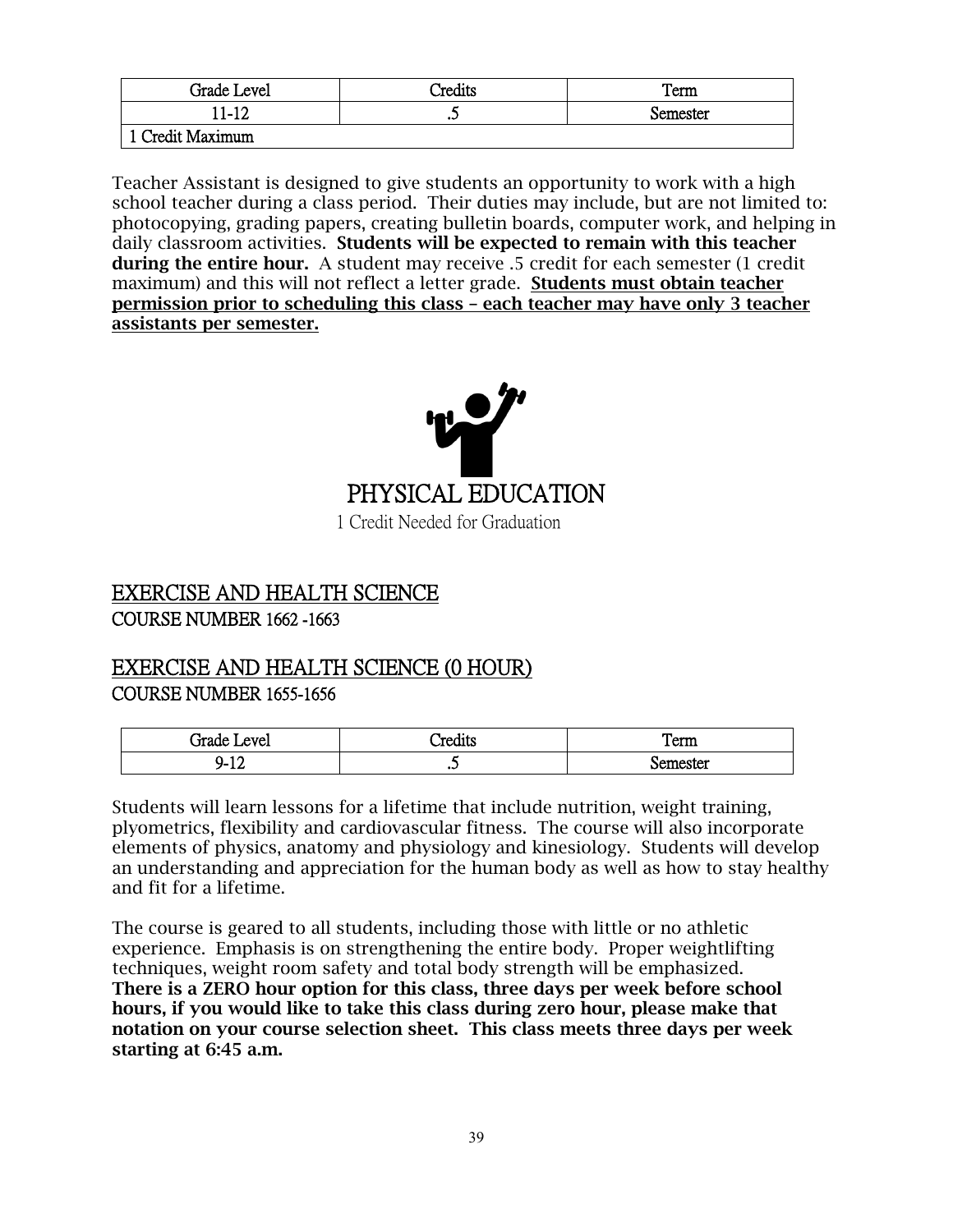| Grade Level | Credits | Term |
|---|---|---|
| 11-12 | .5 | Semester |
| 1 Credit Maximum | | |

Teacher Assistant is designed to give students an opportunity to work with a high school teacher during a class period. Their duties may include, but are not limited to: photocopying, grading papers, creating bulletin boards, computer work, and helping in daily classroom activities. **Students will be expected to remain with this teacher during the entire hour.** A student may receive .5 credit for each semester (1 credit maximum) and this will not reflect a letter grade. **<u>Students must obtain teacher permission prior to scheduling this class – each teacher may have only 3 teacher assistants per semester.</u>**

# PHYSICAL EDUCATION

1 Credit Needed for Graduation

## <u>EXERCISE AND HEALTH SCIENCE</u>

COURSE NUMBER 1662 -1663

## <u>EXERCISE AND HEALTH SCIENCE (0 HOUR)</u>

COURSE NUMBER 1655-1656

| Grade Level | Credits | Term |
|---|---|---|
| 9-12 | .5 | Semester |

Students will learn lessons for a lifetime that include nutrition, weight training, plyometrics, flexibility and cardiovascular fitness. The course will also incorporate elements of physics, anatomy and physiology and kinesiology. Students will develop an understanding and appreciation for the human body as well as how to stay healthy and fit for a lifetime.

The course is geared to all students, including those with little or no athletic experience. Emphasis is on strengthening the entire body. Proper weightlifting techniques, weight room safety and total body strength will be emphasized. **There is a ZERO hour option for this class, three days per week before school hours, if you would like to take this class during zero hour, please make that notation on your course selection sheet. This class meets three days per week starting at 6:45 a.m.**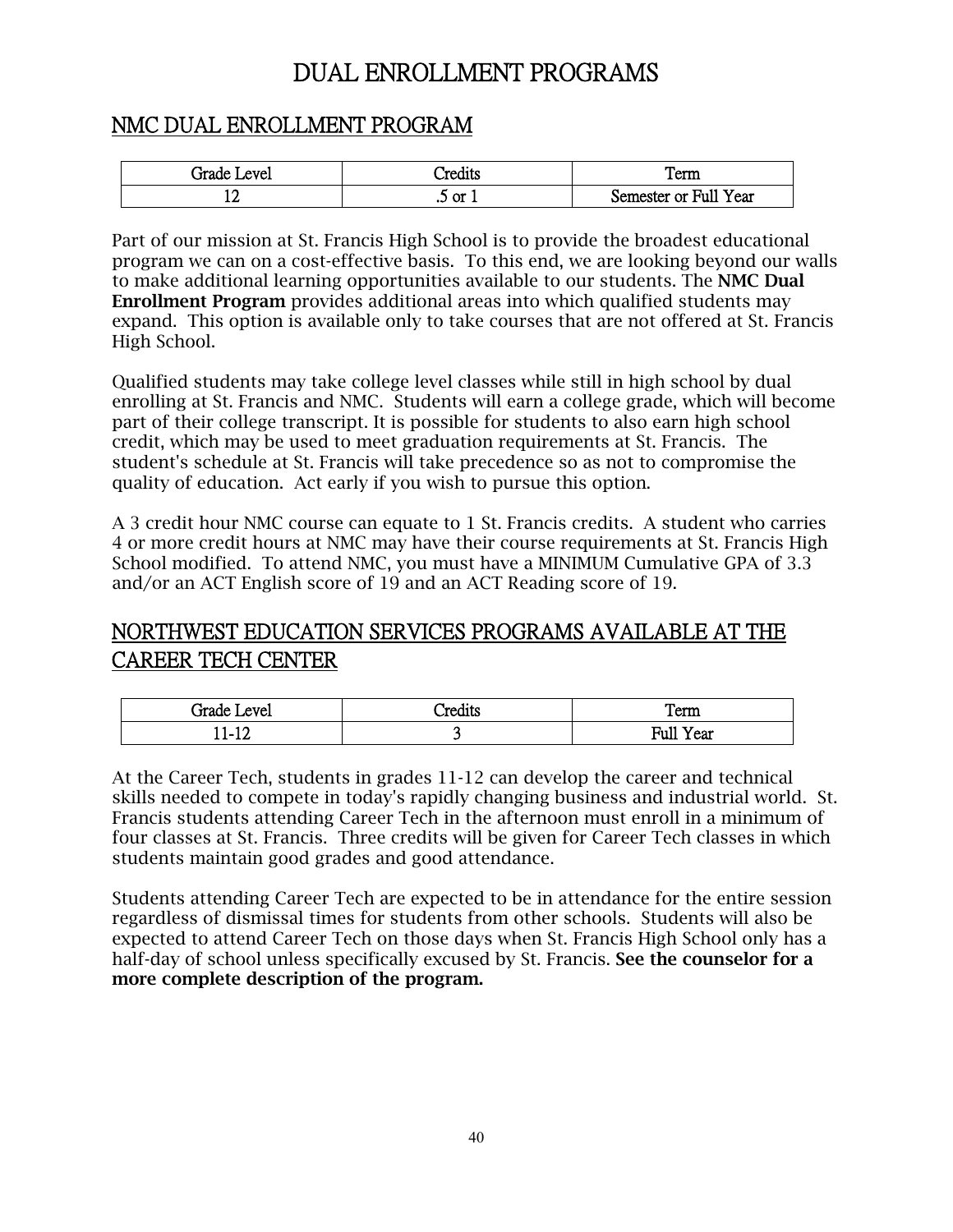# DUAL ENROLLMENT PROGRAMS

## NMC DUAL ENROLLMENT PROGRAM

| Grade Level | Credits | Term |
|---|---|---|
| 12 | .5 or 1 | Semester or Full Year |

Part of our mission at St. Francis High School is to provide the broadest educational program we can on a cost-effective basis. To this end, we are looking beyond our walls to make additional learning opportunities available to our students. The **NMC Dual Enrollment Program** provides additional areas into which qualified students may expand. This option is available only to take courses that are not offered at St. Francis High School.

Qualified students may take college level classes while still in high school by dual enrolling at St. Francis and NMC. Students will earn a college grade, which will become part of their college transcript. It is possible for students to also earn high school credit, which may be used to meet graduation requirements at St. Francis. The student's schedule at St. Francis will take precedence so as not to compromise the quality of education. Act early if you wish to pursue this option.

A 3 credit hour NMC course can equate to 1 St. Francis credits. A student who carries 4 or more credit hours at NMC may have their course requirements at St. Francis High School modified. To attend NMC, you must have a MINIMUM Cumulative GPA of 3.3 and/or an ACT English score of 19 and an ACT Reading score of 19.

## NORTHWEST EDUCATION SERVICES PROGRAMS AVAILABLE AT THE CAREER TECH CENTER

| Grade Level | Credits | Term |
|---|---|---|
| 11-12 | 3 | Full Year |

At the Career Tech, students in grades 11-12 can develop the career and technical skills needed to compete in today's rapidly changing business and industrial world. St. Francis students attending Career Tech in the afternoon must enroll in a minimum of four classes at St. Francis. Three credits will be given for Career Tech classes in which students maintain good grades and good attendance.

Students attending Career Tech are expected to be in attendance for the entire session regardless of dismissal times for students from other schools. Students will also be expected to attend Career Tech on those days when St. Francis High School only has a half-day of school unless specifically excused by St. Francis. **See the counselor for a more complete description of the program.**